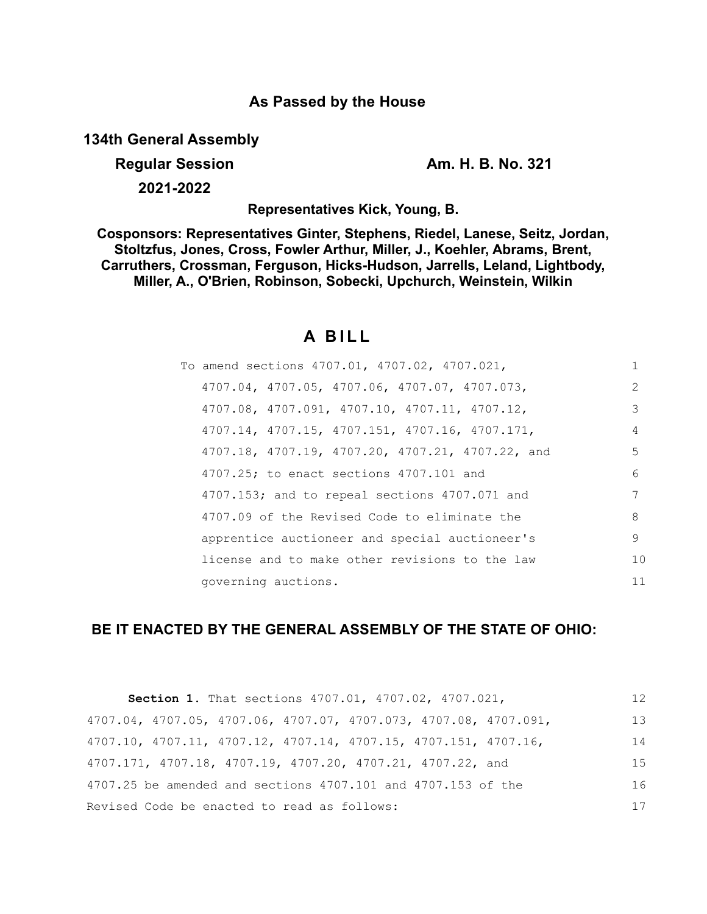## As Passed by the House

**134th General Assembly**

**Regular Session** **Am. H. B. No. 321**

**2021-2022**

**Representatives Kick, Young, B.**

**Cosponsors: Representatives Ginter, Stephens, Riedel, Lanese, Seitz, Jordan, Stoltzfus, Jones, Cross, Fowler Arthur, Miller, J., Koehler, Abrams, Brent, Carruthers, Crossman, Ferguson, Hicks-Hudson, Jarrells, Leland, Lightbody, Miller, A., O'Brien, Robinson, Sobecki, Upchurch, Weinstein, Wilkin**

# A BILL

To amend sections 4707.01, 4707.02, 4707.021, 4707.04, 4707.05, 4707.06, 4707.07, 4707.073, 4707.08, 4707.091, 4707.10, 4707.11, 4707.12, 4707.14, 4707.15, 4707.151, 4707.16, 4707.171, 4707.18, 4707.19, 4707.20, 4707.21, 4707.22, and 4707.25; to enact sections 4707.101 and 4707.153; and to repeal sections 4707.071 and 4707.09 of the Revised Code to eliminate the apprentice auctioneer and special auctioneer's license and to make other revisions to the law governing auctions.

**BE IT ENACTED BY THE GENERAL ASSEMBLY OF THE STATE OF OHIO:**

**Section 1.** That sections 4707.01, 4707.02, 4707.021, 4707.04, 4707.05, 4707.06, 4707.07, 4707.073, 4707.08, 4707.091, 4707.10, 4707.11, 4707.12, 4707.14, 4707.15, 4707.151, 4707.16, 4707.171, 4707.18, 4707.19, 4707.20, 4707.21, 4707.22, and 4707.25 be amended and sections 4707.101 and 4707.153 of the Revised Code be enacted to read as follows: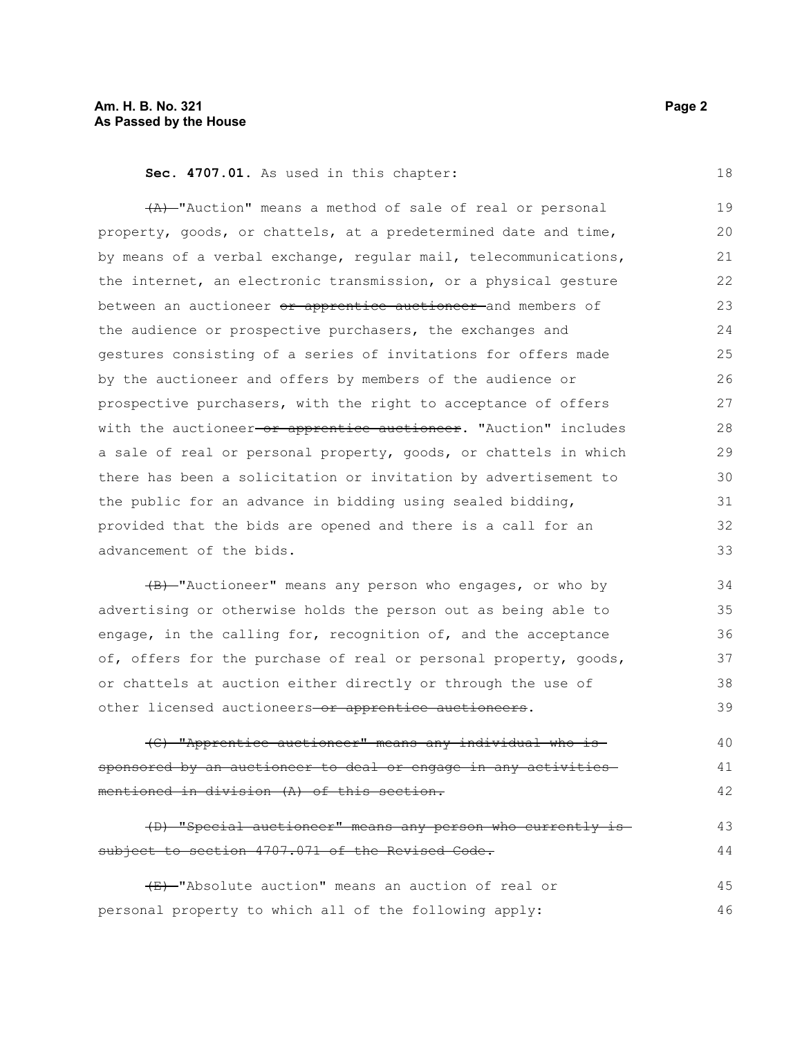**Sec. 4707.01.** As used in this chapter:

~~(A)~~ "Auction" means a method of sale of real or personal property, goods, or chattels, at a predetermined date and time, by means of a verbal exchange, regular mail, telecommunications, the internet, an electronic transmission, or a physical gesture between an auctioneer ~~or apprentice auctioneer~~ and members of the audience or prospective purchasers, the exchanges and gestures consisting of a series of invitations for offers made by the auctioneer and offers by members of the audience or prospective purchasers, with the right to acceptance of offers with the auctioneer ~~or apprentice auctioneer~~. "Auction" includes a sale of real or personal property, goods, or chattels in which there has been a solicitation or invitation by advertisement to the public for an advance in bidding using sealed bidding, provided that the bids are opened and there is a call for an advancement of the bids.

~~(B)~~ "Auctioneer" means any person who engages, or who by advertising or otherwise holds the person out as being able to engage, in the calling for, recognition of, and the acceptance of, offers for the purchase of real or personal property, goods, or chattels at auction either directly or through the use of other licensed auctioneers ~~or apprentice auctioneers~~.

~~(C) "Apprentice auctioneer" means any individual who is sponsored by an auctioneer to deal or engage in any activities mentioned in division (A) of this section.~~

~~(D) "Special auctioneer" means any person who currently is subject to section 4707.071 of the Revised Code.~~

~~(E)~~ "Absolute auction" means an auction of real or personal property to which all of the following apply: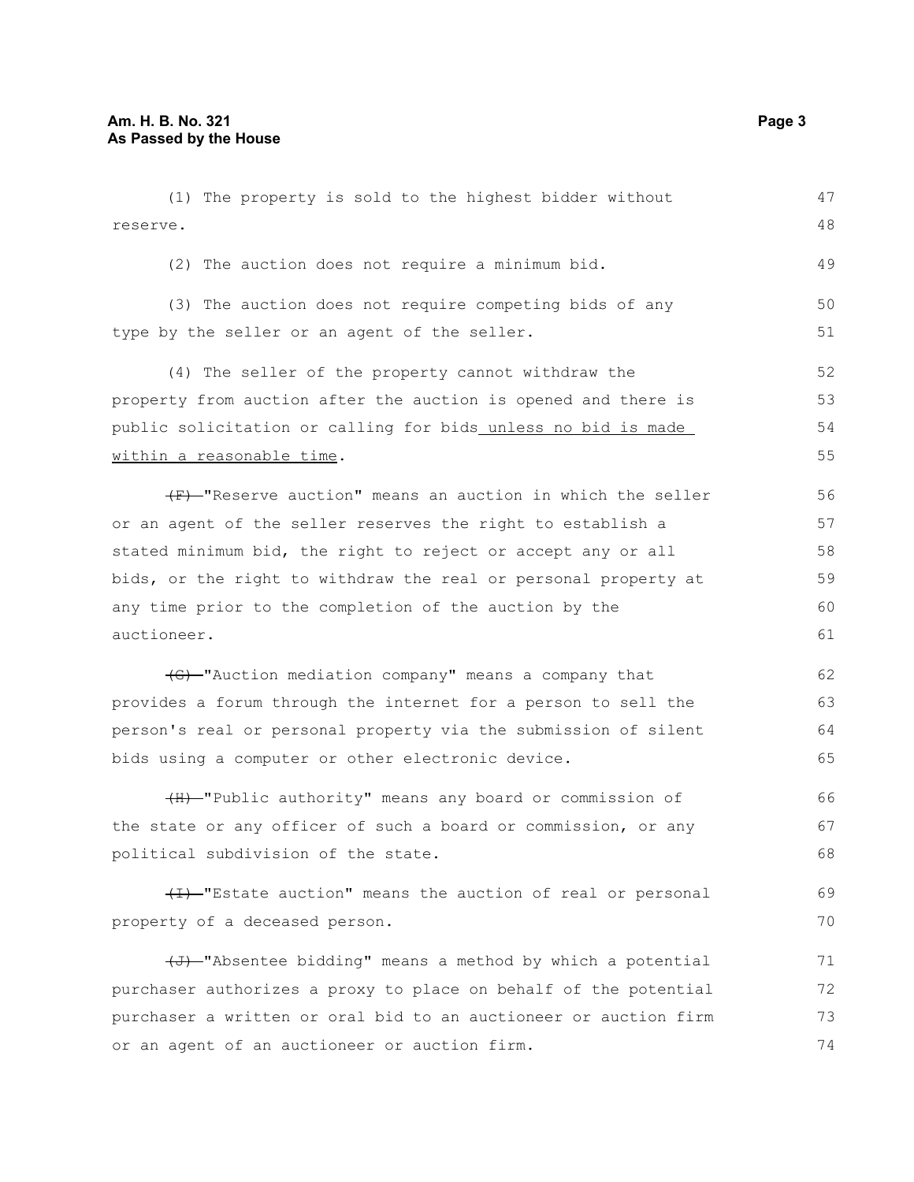(1) The property is sold to the highest bidder without reserve.

(2) The auction does not require a minimum bid.

(3) The auction does not require competing bids of any type by the seller or an agent of the seller.

(4) The seller of the property cannot withdraw the property from auction after the auction is opened and there is public solicitation or calling for bids unless no bid is made within a reasonable time.

~~(F)~~ "Reserve auction" means an auction in which the seller or an agent of the seller reserves the right to establish a stated minimum bid, the right to reject or accept any or all bids, or the right to withdraw the real or personal property at any time prior to the completion of the auction by the auctioneer.

~~(G)~~ "Auction mediation company" means a company that provides a forum through the internet for a person to sell the person's real or personal property via the submission of silent bids using a computer or other electronic device.

~~(H)~~ "Public authority" means any board or commission of the state or any officer of such a board or commission, or any political subdivision of the state.

~~(I)~~ "Estate auction" means the auction of real or personal property of a deceased person.

~~(J)~~ "Absentee bidding" means a method by which a potential purchaser authorizes a proxy to place on behalf of the potential purchaser a written or oral bid to an auctioneer or auction firm or an agent of an auctioneer or auction firm.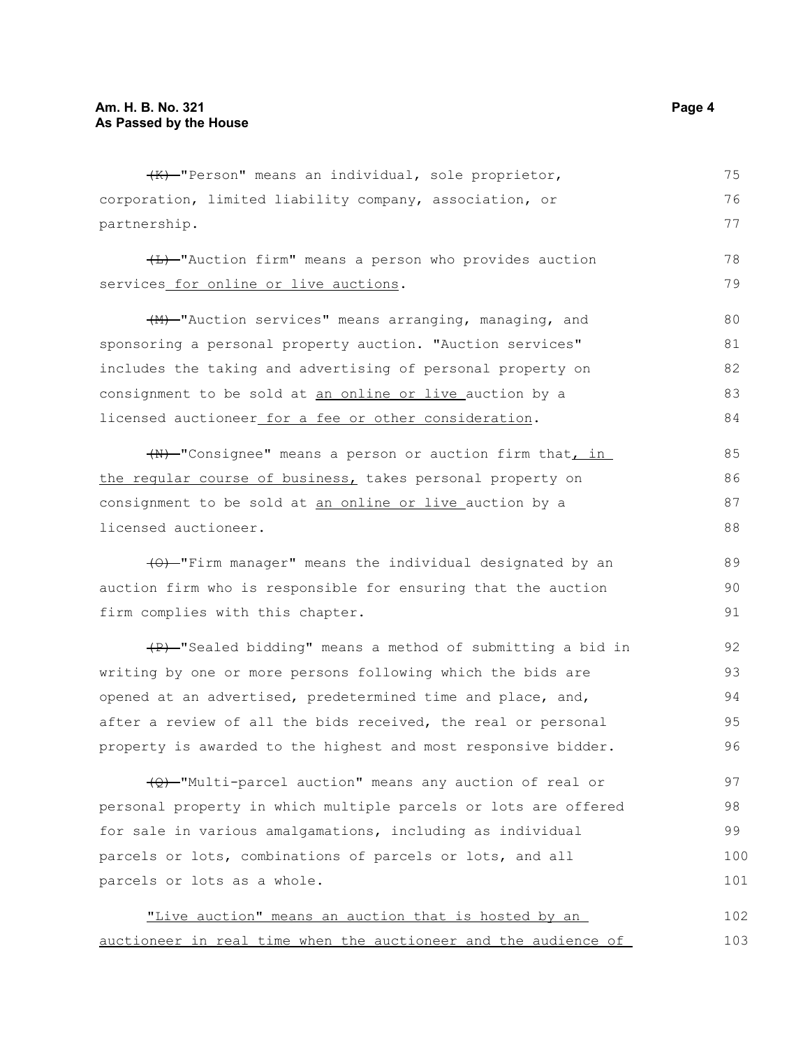~~(K)~~ "Person" means an individual, sole proprietor, corporation, limited liability company, association, or partnership.

~~(L)~~ "Auction firm" means a person who provides auction services <u>for online or live auctions</u>.

~~(M)~~ "Auction services" means arranging, managing, and sponsoring a personal property auction. "Auction services" includes the taking and advertising of personal property on consignment to be sold at <u>an online or live</u> auction by a licensed auctioneer <u>for a fee or other consideration</u>.

~~(N)~~ "Consignee" means a person or auction firm that<u>, in the regular course of business,</u> takes personal property on consignment to be sold at <u>an online or live</u> auction by a licensed auctioneer.

~~(O)~~ "Firm manager" means the individual designated by an auction firm who is responsible for ensuring that the auction firm complies with this chapter.

~~(P)~~ "Sealed bidding" means a method of submitting a bid in writing by one or more persons following which the bids are opened at an advertised, predetermined time and place, and, after a review of all the bids received, the real or personal property is awarded to the highest and most responsive bidder.

~~(Q)~~ "Multi-parcel auction" means any auction of real or personal property in which multiple parcels or lots are offered for sale in various amalgamations, including as individual parcels or lots, combinations of parcels or lots, and all parcels or lots as a whole.

<u>"Live auction" means an auction that is hosted by an auctioneer in real time when the auctioneer and the audience of</u>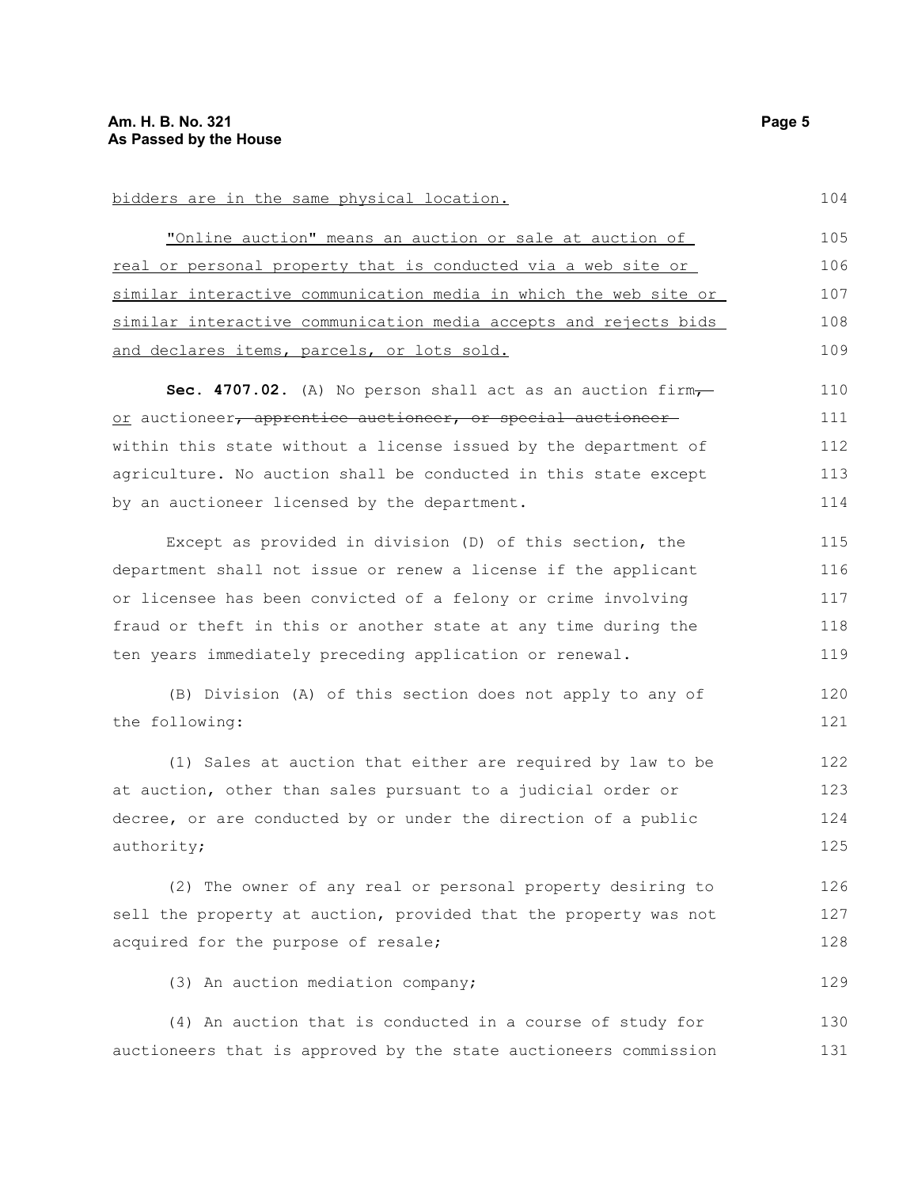bidders are in the same physical location.

"Online auction" means an auction or sale at auction of real or personal property that is conducted via a web site or similar interactive communication media in which the web site or similar interactive communication media accepts and rejects bids and declares items, parcels, or lots sold.

**Sec. 4707.02.** (A) No person shall act as an auction firm, or auctioneer, apprentice auctioneer, or special auctioneer within this state without a license issued by the department of agriculture. No auction shall be conducted in this state except by an auctioneer licensed by the department.

Except as provided in division (D) of this section, the department shall not issue or renew a license if the applicant or licensee has been convicted of a felony or crime involving fraud or theft in this or another state at any time during the ten years immediately preceding application or renewal.

(B) Division (A) of this section does not apply to any of the following:

(1) Sales at auction that either are required by law to be at auction, other than sales pursuant to a judicial order or decree, or are conducted by or under the direction of a public authority;

(2) The owner of any real or personal property desiring to sell the property at auction, provided that the property was not acquired for the purpose of resale;

(3) An auction mediation company;

(4) An auction that is conducted in a course of study for auctioneers that is approved by the state auctioneers commission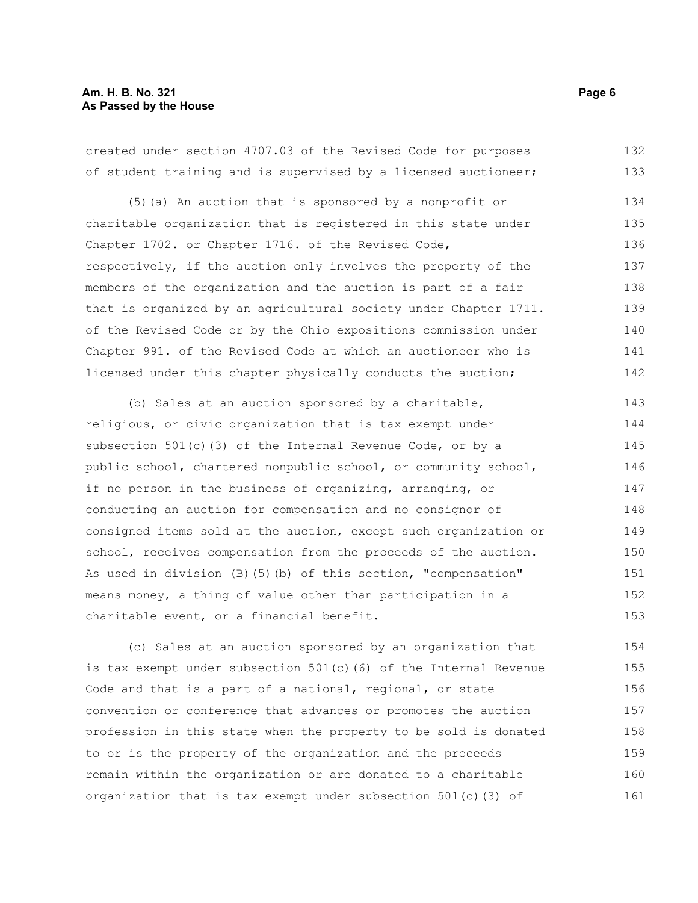created under section 4707.03 of the Revised Code for purposes of student training and is supervised by a licensed auctioneer;

(5)(a) An auction that is sponsored by a nonprofit or charitable organization that is registered in this state under Chapter 1702. or Chapter 1716. of the Revised Code, respectively, if the auction only involves the property of the members of the organization and the auction is part of a fair that is organized by an agricultural society under Chapter 1711. of the Revised Code or by the Ohio expositions commission under Chapter 991. of the Revised Code at which an auctioneer who is licensed under this chapter physically conducts the auction;

(b) Sales at an auction sponsored by a charitable, religious, or civic organization that is tax exempt under subsection 501(c)(3) of the Internal Revenue Code, or by a public school, chartered nonpublic school, or community school, if no person in the business of organizing, arranging, or conducting an auction for compensation and no consignor of consigned items sold at the auction, except such organization or school, receives compensation from the proceeds of the auction. As used in division (B)(5)(b) of this section, "compensation" means money, a thing of value other than participation in a charitable event, or a financial benefit.

(c) Sales at an auction sponsored by an organization that is tax exempt under subsection 501(c)(6) of the Internal Revenue Code and that is a part of a national, regional, or state convention or conference that advances or promotes the auction profession in this state when the property to be sold is donated to or is the property of the organization and the proceeds remain within the organization or are donated to a charitable organization that is tax exempt under subsection 501(c)(3) of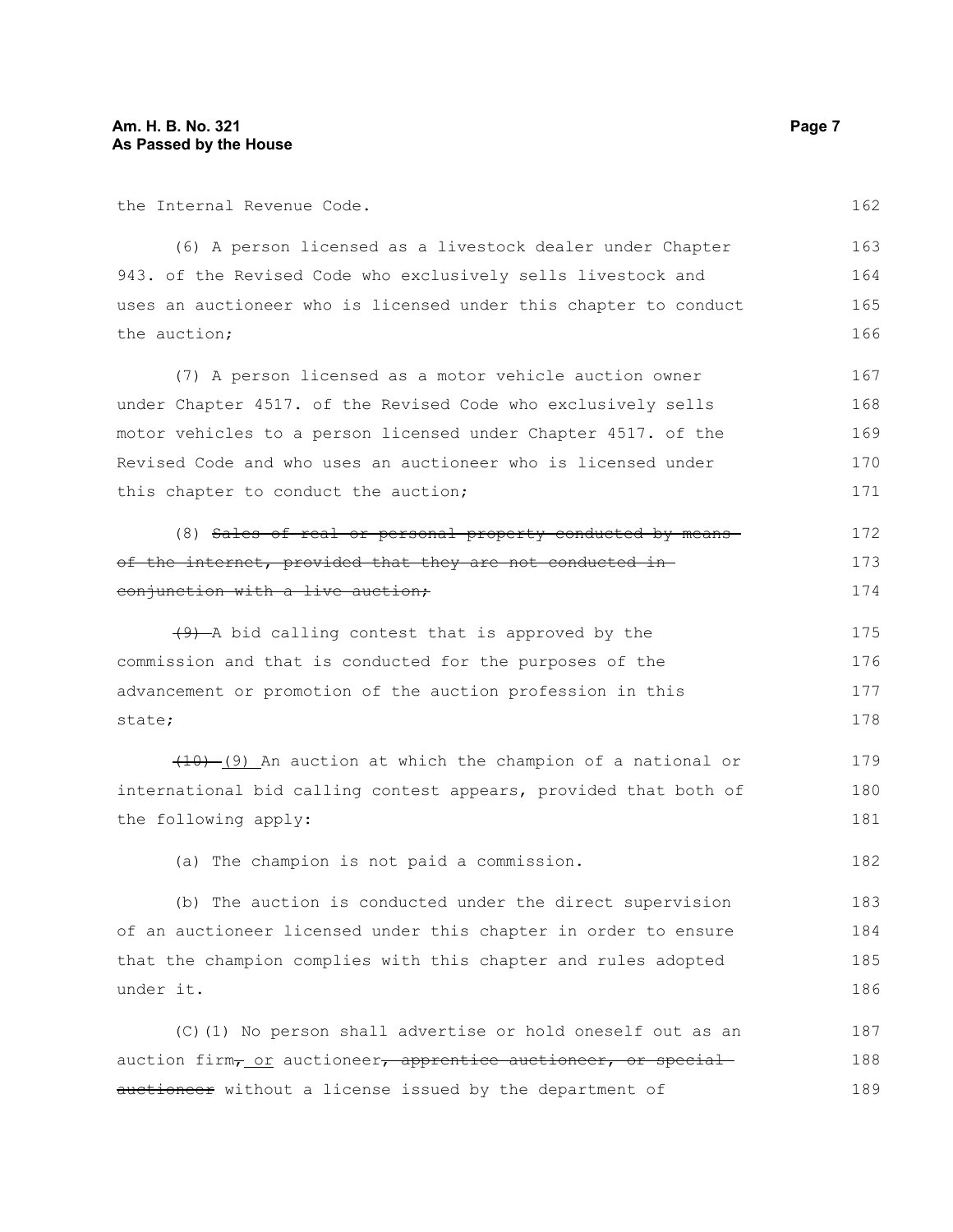the Internal Revenue Code.

(6) A person licensed as a livestock dealer under Chapter 943. of the Revised Code who exclusively sells livestock and uses an auctioneer who is licensed under this chapter to conduct the auction;

(7) A person licensed as a motor vehicle auction owner under Chapter 4517. of the Revised Code who exclusively sells motor vehicles to a person licensed under Chapter 4517. of the Revised Code and who uses an auctioneer who is licensed under this chapter to conduct the auction;

(8) ~~Sales of real or personal property conducted by means of the internet, provided that they are not conducted in conjunction with a live auction;~~

~~(9)~~ A bid calling contest that is approved by the commission and that is conducted for the purposes of the advancement or promotion of the auction profession in this state;

~~(10)~~ (9) An auction at which the champion of a national or international bid calling contest appears, provided that both of the following apply:

(a) The champion is not paid a commission.

(b) The auction is conducted under the direct supervision of an auctioneer licensed under this chapter in order to ensure that the champion complies with this chapter and rules adopted under it.

(C)(1) No person shall advertise or hold oneself out as an auction firm~~,~~ or auctioneer~~, apprentice auctioneer, or special auctioneer~~ without a license issued by the department of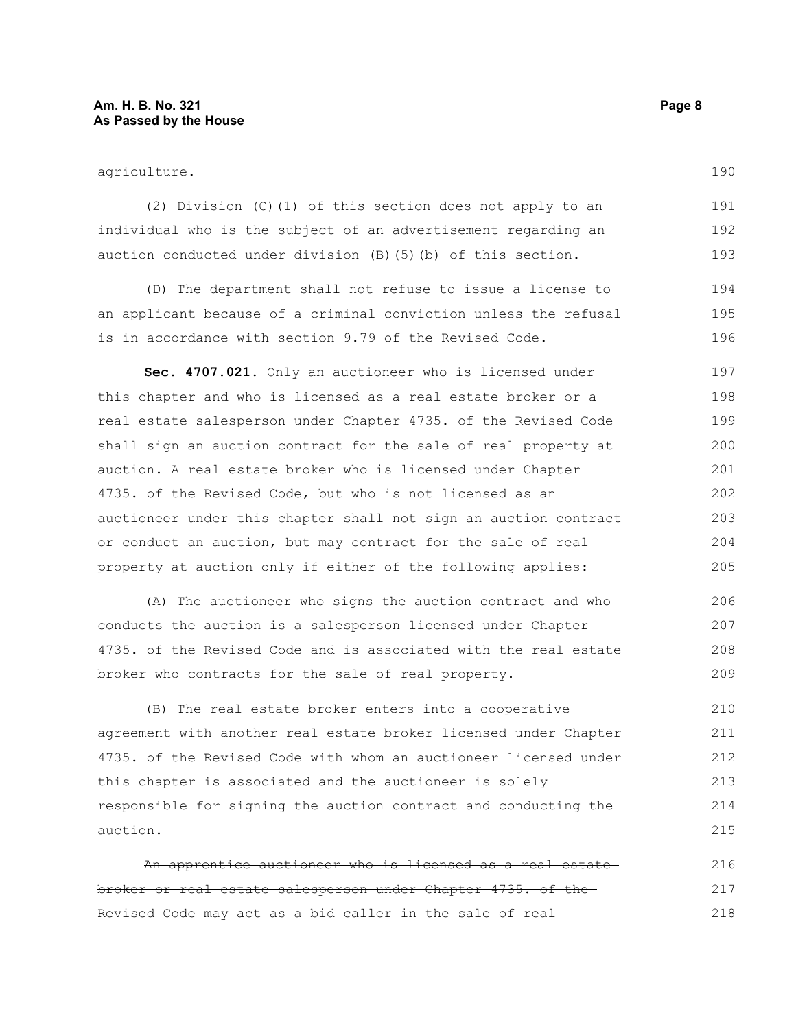agriculture.

(2) Division (C)(1) of this section does not apply to an individual who is the subject of an advertisement regarding an auction conducted under division (B)(5)(b) of this section.

(D) The department shall not refuse to issue a license to an applicant because of a criminal conviction unless the refusal is in accordance with section 9.79 of the Revised Code.

**Sec. 4707.021.** Only an auctioneer who is licensed under this chapter and who is licensed as a real estate broker or a real estate salesperson under Chapter 4735. of the Revised Code shall sign an auction contract for the sale of real property at auction. A real estate broker who is licensed under Chapter 4735. of the Revised Code, but who is not licensed as an auctioneer under this chapter shall not sign an auction contract or conduct an auction, but may contract for the sale of real property at auction only if either of the following applies:

(A) The auctioneer who signs the auction contract and who conducts the auction is a salesperson licensed under Chapter 4735. of the Revised Code and is associated with the real estate broker who contracts for the sale of real property.

(B) The real estate broker enters into a cooperative agreement with another real estate broker licensed under Chapter 4735. of the Revised Code with whom an auctioneer licensed under this chapter is associated and the auctioneer is solely responsible for signing the auction contract and conducting the auction.

~~An apprentice auctioneer who is licensed as a real estate broker or real estate salesperson under Chapter 4735. of the Revised Code may act as a bid caller in the sale of real~~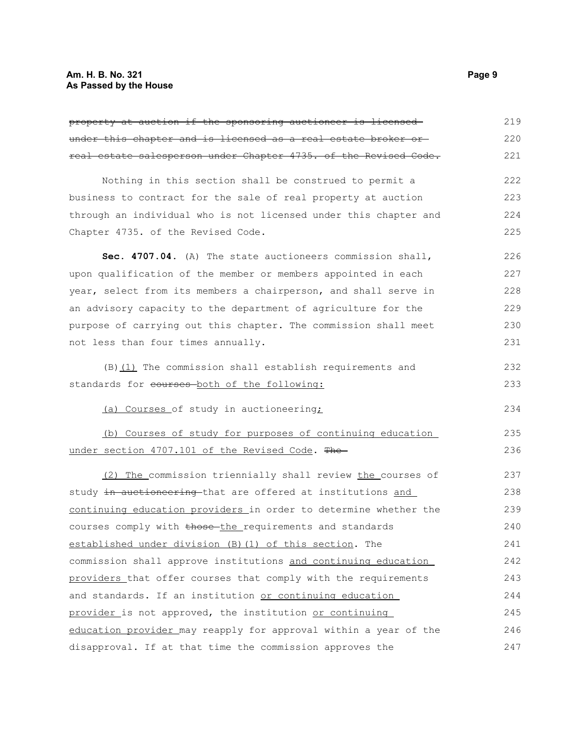~~property at auction if the sponsoring auctioneer is licensed under this chapter and is licensed as a real estate broker or real estate salesperson under Chapter 4735. of the Revised Code.~~

Nothing in this section shall be construed to permit a business to contract for the sale of real property at auction through an individual who is not licensed under this chapter and Chapter 4735. of the Revised Code.

**Sec. 4707.04.** (A) The state auctioneers commission shall, upon qualification of the member or members appointed in each year, select from its members a chairperson, and shall serve in an advisory capacity to the department of agriculture for the purpose of carrying out this chapter. The commission shall meet not less than four times annually.

(B)<u>(1)</u> The commission shall establish requirements and standards for ~~courses~~ <u>both of the following:</u>

<u>(a) Courses</u> of study in auctioneering<u>;</u>

<u>(b) Courses of study for purposes of continuing education under section 4707.101 of the Revised Code</u>. ~~The~~

<u>(2) The</u> commission triennially shall review <u>the</u> courses of study ~~in auctioneering~~ that are offered at institutions <u>and continuing education providers</u> in order to determine whether the courses comply with ~~those~~ <u>the</u> requirements and standards <u>established under division (B)(1) of this section</u>. The commission shall approve institutions <u>and continuing education providers</u> that offer courses that comply with the requirements and standards. If an institution <u>or continuing education provider</u> is not approved, the institution <u>or continuing education provider</u> may reapply for approval within a year of the disapproval. If at that time the commission approves the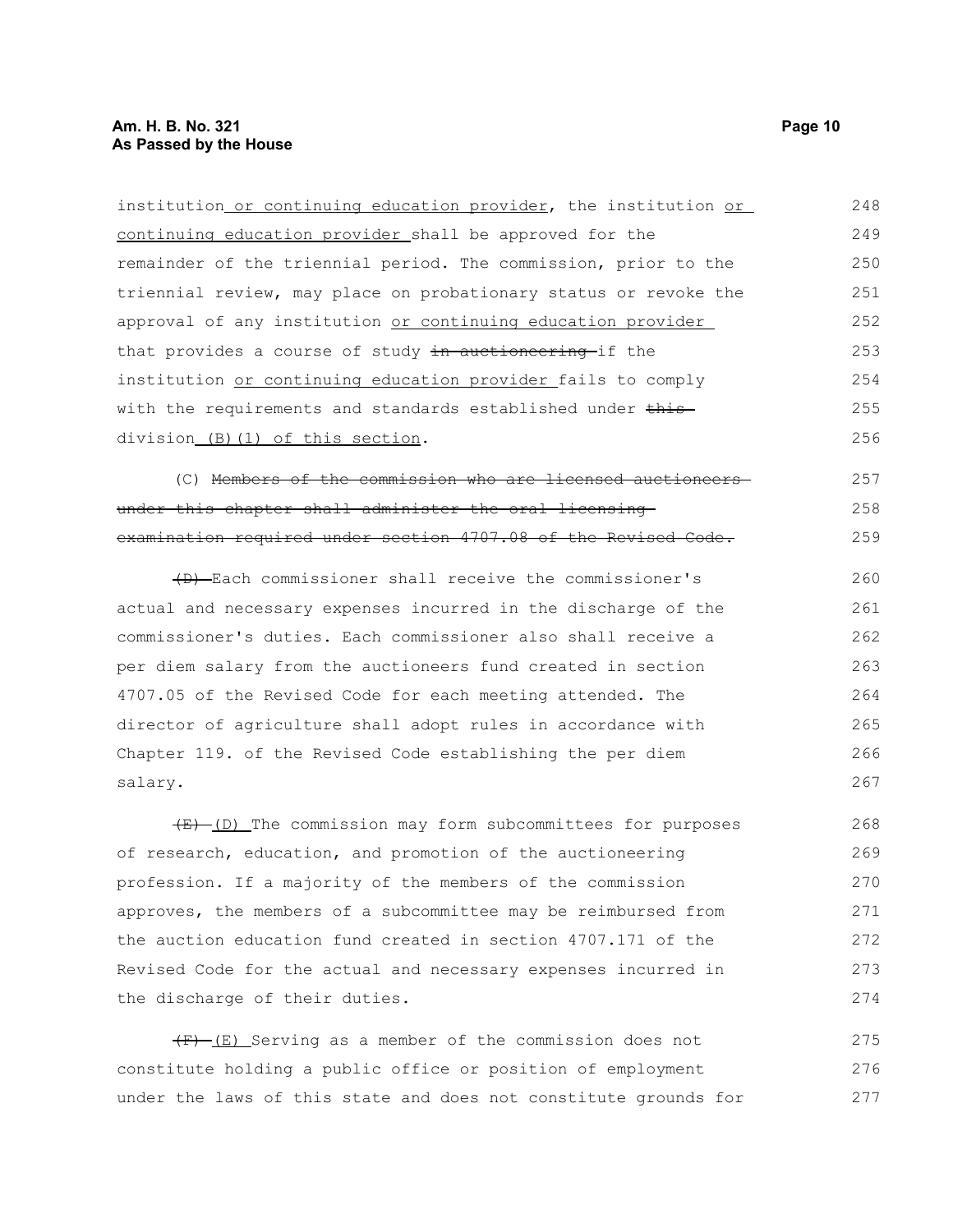institution or continuing education provider, the institution or continuing education provider shall be approved for the remainder of the triennial period. The commission, prior to the triennial review, may place on probationary status or revoke the approval of any institution or continuing education provider that provides a course of study ~~in auctioneering~~ if the institution or continuing education provider fails to comply with the requirements and standards established under ~~this~~ division (B)(1) of this section.

(C) ~~Members of the commission who are licensed auctioneers under this chapter shall administer the oral licensing examination required under section 4707.08 of the Revised Code.~~

~~(D)~~ Each commissioner shall receive the commissioner's actual and necessary expenses incurred in the discharge of the commissioner's duties. Each commissioner also shall receive a per diem salary from the auctioneers fund created in section 4707.05 of the Revised Code for each meeting attended. The director of agriculture shall adopt rules in accordance with Chapter 119. of the Revised Code establishing the per diem salary.

~~(E)~~ (D) The commission may form subcommittees for purposes of research, education, and promotion of the auctioneering profession. If a majority of the members of the commission approves, the members of a subcommittee may be reimbursed from the auction education fund created in section 4707.171 of the Revised Code for the actual and necessary expenses incurred in the discharge of their duties.

~~(F)~~ (E) Serving as a member of the commission does not constitute holding a public office or position of employment under the laws of this state and does not constitute grounds for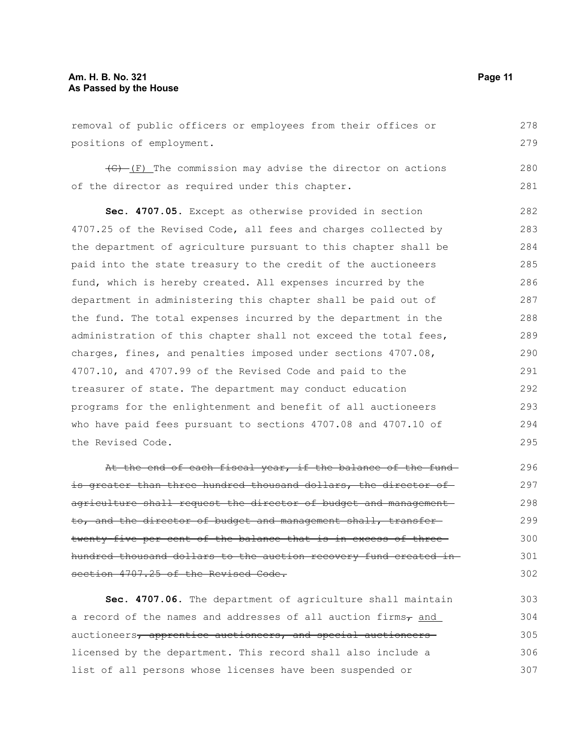removal of public officers or employees from their offices or positions of employment.

~~(G)~~ (F) The commission may advise the director on actions of the director as required under this chapter.

**Sec. 4707.05.** Except as otherwise provided in section 4707.25 of the Revised Code, all fees and charges collected by the department of agriculture pursuant to this chapter shall be paid into the state treasury to the credit of the auctioneers fund, which is hereby created. All expenses incurred by the department in administering this chapter shall be paid out of the fund. The total expenses incurred by the department in the administration of this chapter shall not exceed the total fees, charges, fines, and penalties imposed under sections 4707.08, 4707.10, and 4707.99 of the Revised Code and paid to the treasurer of state. The department may conduct education programs for the enlightenment and benefit of all auctioneers who have paid fees pursuant to sections 4707.08 and 4707.10 of the Revised Code.

~~At the end of each fiscal year, if the balance of the fund is greater than three hundred thousand dollars, the director of agriculture shall request the director of budget and management to, and the director of budget and management shall, transfer twenty-five per cent of the balance that is in excess of three hundred thousand dollars to the auction recovery fund created in section 4707.25 of the Revised Code.~~

**Sec. 4707.06.** The department of agriculture shall maintain a record of the names and addresses of all auction firms~~,~~ and auctioneers~~, apprentice auctioneers, and special auctioneers~~ licensed by the department. This record shall also include a list of all persons whose licenses have been suspended or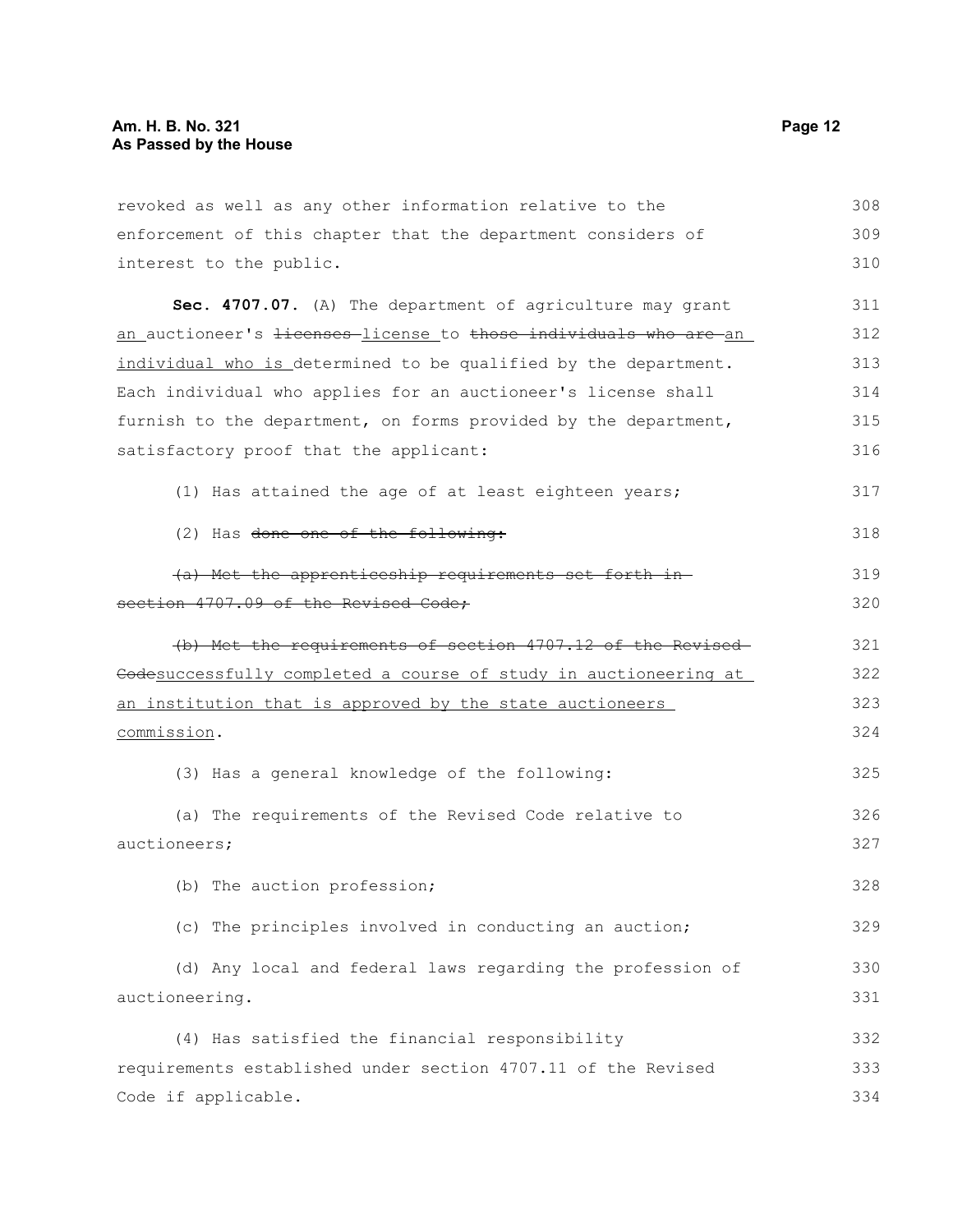revoked as well as any other information relative to the enforcement of this chapter that the department considers of interest to the public.

**Sec. 4707.07.** (A) The department of agriculture may grant an auctioneer's ~~licenses~~ license to ~~those individuals who are~~ an individual who is determined to be qualified by the department. Each individual who applies for an auctioneer's license shall furnish to the department, on forms provided by the department, satisfactory proof that the applicant:

(1) Has attained the age of at least eighteen years;

(2) Has ~~done one of the following:~~

~~(a) Met the apprenticeship requirements set forth in section 4707.09 of the Revised Code;~~

~~(b) Met the requirements of section 4707.12 of the Revised Code~~successfully completed a course of study in auctioneering at an institution that is approved by the state auctioneers commission.

(3) Has a general knowledge of the following:

(a) The requirements of the Revised Code relative to auctioneers;

(b) The auction profession;

(c) The principles involved in conducting an auction;

(d) Any local and federal laws regarding the profession of auctioneering.

(4) Has satisfied the financial responsibility requirements established under section 4707.11 of the Revised Code if applicable.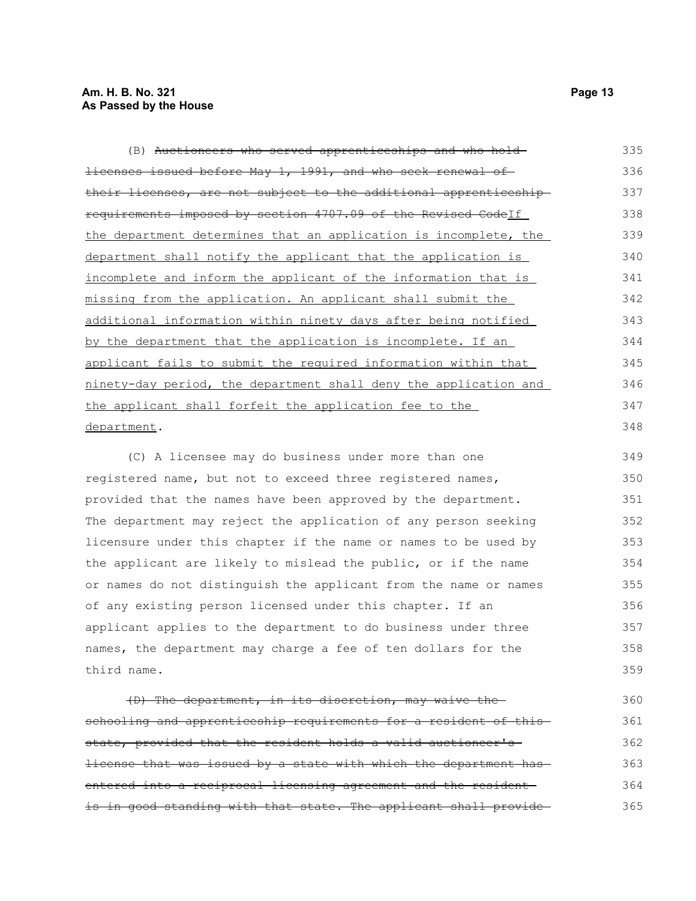(B) ~~Auctioneers who served apprenticeships and who hold licenses issued before May 1, 1991, and who seek renewal of their licenses, are not subject to the additional apprenticeship requirements imposed by section 4707.09 of the Revised Code~~If the department determines that an application is incomplete, the department shall notify the applicant that the application is incomplete and inform the applicant of the information that is missing from the application. An applicant shall submit the additional information within ninety days after being notified by the department that the application is incomplete. If an applicant fails to submit the required information within that ninety-day period, the department shall deny the application and the applicant shall forfeit the application fee to the department.

(C) A licensee may do business under more than one registered name, but not to exceed three registered names, provided that the names have been approved by the department. The department may reject the application of any person seeking licensure under this chapter if the name or names to be used by the applicant are likely to mislead the public, or if the name or names do not distinguish the applicant from the name or names of any existing person licensed under this chapter. If an applicant applies to the department to do business under three names, the department may charge a fee of ten dollars for the third name.

~~(D) The department, in its discretion, may waive the schooling and apprenticeship requirements for a resident of this state, provided that the resident holds a valid auctioneer's license that was issued by a state with which the department has entered into a reciprocal licensing agreement and the resident is in good standing with that state. The applicant shall provide~~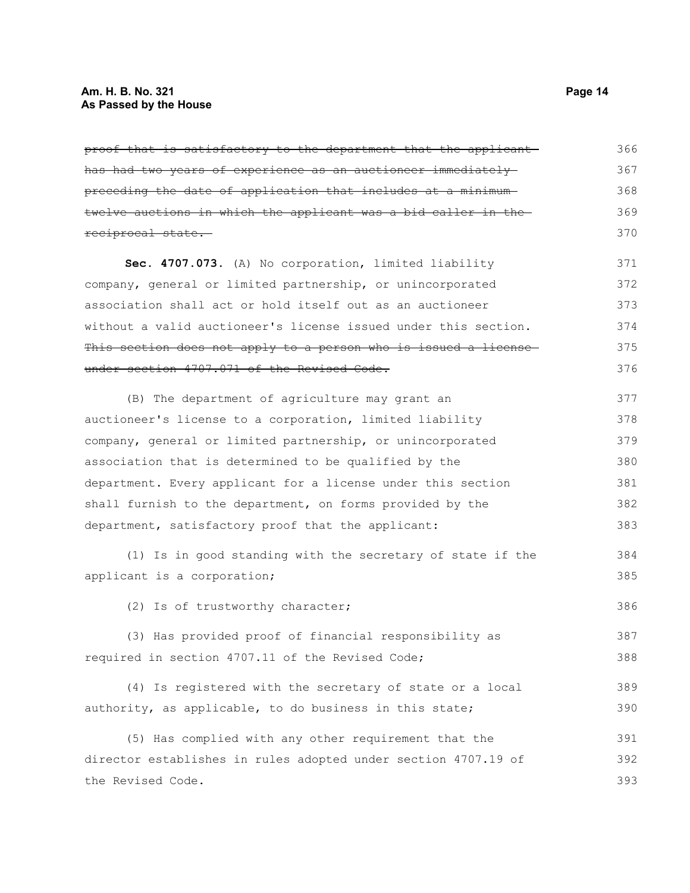~~proof that is satisfactory to the department that the applicant has had two years of experience as an auctioneer immediately preceding the date of application that includes at a minimum twelve auctions in which the applicant was a bid caller in the reciprocal state.~~

**Sec. 4707.073.** (A) No corporation, limited liability company, general or limited partnership, or unincorporated association shall act or hold itself out as an auctioneer without a valid auctioneer's license issued under this section. ~~This section does not apply to a person who is issued a license under section 4707.071 of the Revised Code.~~

(B) The department of agriculture may grant an auctioneer's license to a corporation, limited liability company, general or limited partnership, or unincorporated association that is determined to be qualified by the department. Every applicant for a license under this section shall furnish to the department, on forms provided by the department, satisfactory proof that the applicant:

(1) Is in good standing with the secretary of state if the applicant is a corporation;

(2) Is of trustworthy character;

(3) Has provided proof of financial responsibility as required in section 4707.11 of the Revised Code;

(4) Is registered with the secretary of state or a local authority, as applicable, to do business in this state;

(5) Has complied with any other requirement that the director establishes in rules adopted under section 4707.19 of the Revised Code.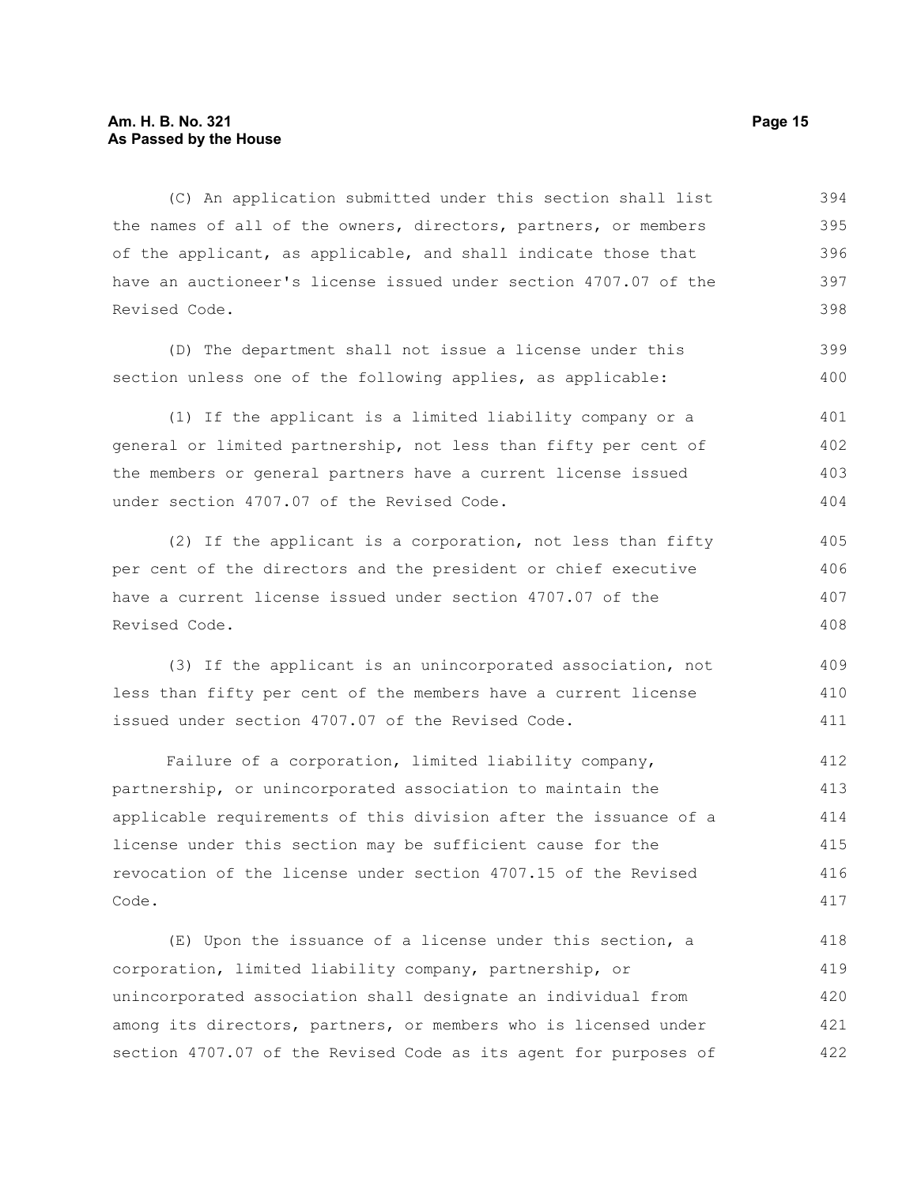(C) An application submitted under this section shall list the names of all of the owners, directors, partners, or members of the applicant, as applicable, and shall indicate those that have an auctioneer's license issued under section 4707.07 of the Revised Code.

(D) The department shall not issue a license under this section unless one of the following applies, as applicable:

(1) If the applicant is a limited liability company or a general or limited partnership, not less than fifty per cent of the members or general partners have a current license issued under section 4707.07 of the Revised Code.

(2) If the applicant is a corporation, not less than fifty per cent of the directors and the president or chief executive have a current license issued under section 4707.07 of the Revised Code.

(3) If the applicant is an unincorporated association, not less than fifty per cent of the members have a current license issued under section 4707.07 of the Revised Code.

Failure of a corporation, limited liability company, partnership, or unincorporated association to maintain the applicable requirements of this division after the issuance of a license under this section may be sufficient cause for the revocation of the license under section 4707.15 of the Revised Code.

(E) Upon the issuance of a license under this section, a corporation, limited liability company, partnership, or unincorporated association shall designate an individual from among its directors, partners, or members who is licensed under section 4707.07 of the Revised Code as its agent for purposes of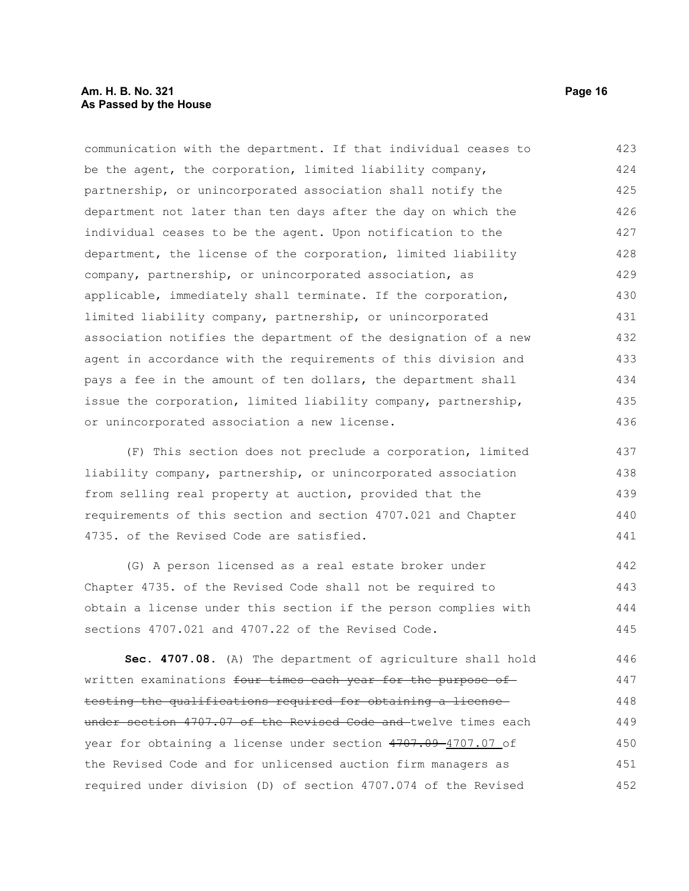communication with the department. If that individual ceases to be the agent, the corporation, limited liability company, partnership, or unincorporated association shall notify the department not later than ten days after the day on which the individual ceases to be the agent. Upon notification to the department, the license of the corporation, limited liability company, partnership, or unincorporated association, as applicable, immediately shall terminate. If the corporation, limited liability company, partnership, or unincorporated association notifies the department of the designation of a new agent in accordance with the requirements of this division and pays a fee in the amount of ten dollars, the department shall issue the corporation, limited liability company, partnership, or unincorporated association a new license.

(F) This section does not preclude a corporation, limited liability company, partnership, or unincorporated association from selling real property at auction, provided that the requirements of this section and section 4707.021 and Chapter 4735. of the Revised Code are satisfied.

(G) A person licensed as a real estate broker under Chapter 4735. of the Revised Code shall not be required to obtain a license under this section if the person complies with sections 4707.021 and 4707.22 of the Revised Code.

**Sec. 4707.08.** (A) The department of agriculture shall hold written examinations ~~four times each year for the purpose of testing the qualifications required for obtaining a license under section 4707.07 of the Revised Code and~~ twelve times each year for obtaining a license under section ~~4707.09~~ 4707.07 of the Revised Code and for unlicensed auction firm managers as required under division (D) of section 4707.074 of the Revised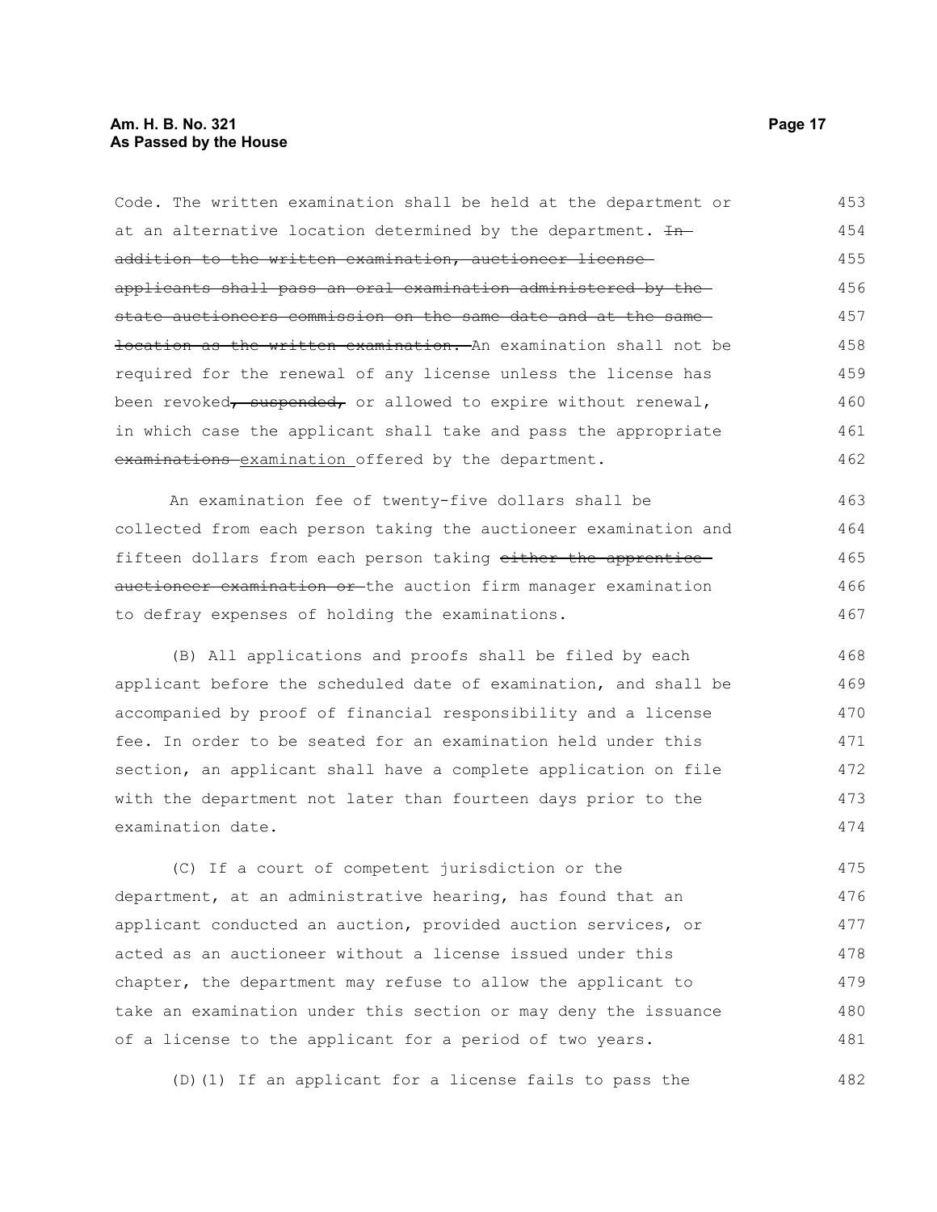Code. The written examination shall be held at the department or at an alternative location determined by the department. ~~In addition to the written examination, auctioneer license applicants shall pass an oral examination administered by the state auctioneers commission on the same date and at the same location as the written examination.~~ An examination shall not be required for the renewal of any license unless the license has been revoked~~, suspended,~~ or allowed to expire without renewal, in which case the applicant shall take and pass the appropriate ~~examinations~~ examination offered by the department.

An examination fee of twenty-five dollars shall be collected from each person taking the auctioneer examination and fifteen dollars from each person taking ~~either the apprentice auctioneer examination or~~ the auction firm manager examination to defray expenses of holding the examinations.

(B) All applications and proofs shall be filed by each applicant before the scheduled date of examination, and shall be accompanied by proof of financial responsibility and a license fee. In order to be seated for an examination held under this section, an applicant shall have a complete application on file with the department not later than fourteen days prior to the examination date.

(C) If a court of competent jurisdiction or the department, at an administrative hearing, has found that an applicant conducted an auction, provided auction services, or acted as an auctioneer without a license issued under this chapter, the department may refuse to allow the applicant to take an examination under this section or may deny the issuance of a license to the applicant for a period of two years.

(D)(1) If an applicant for a license fails to pass the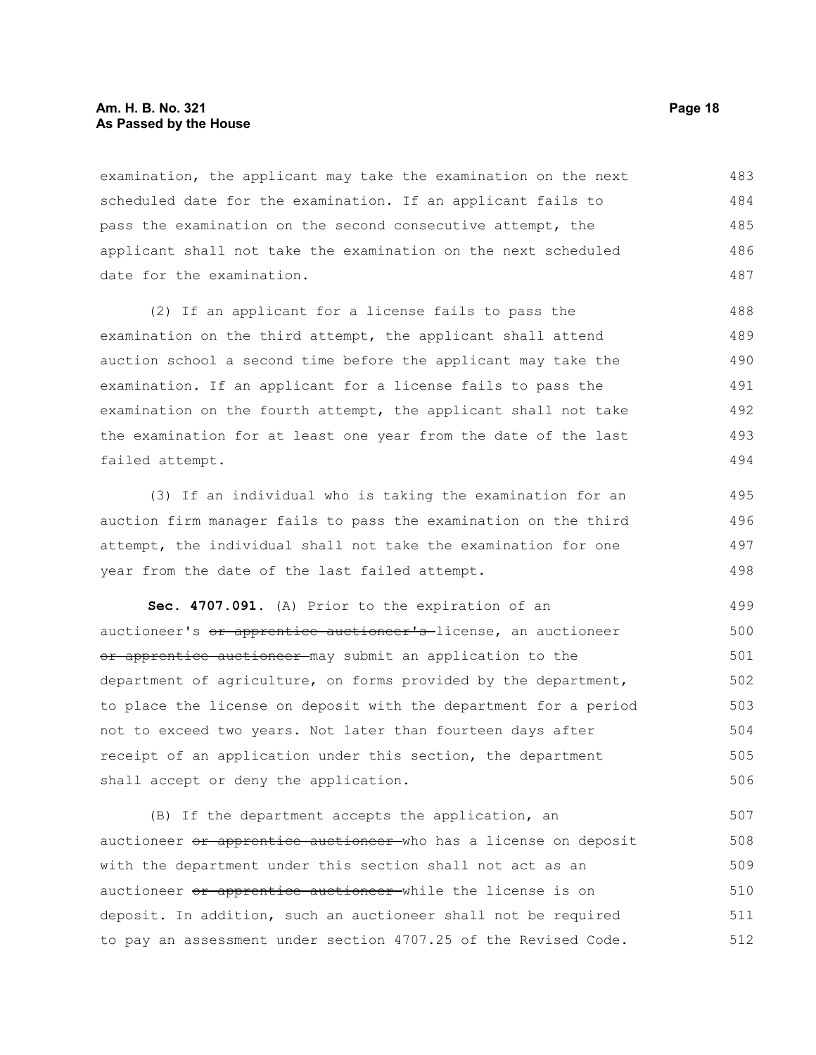examination, the applicant may take the examination on the next scheduled date for the examination. If an applicant fails to pass the examination on the second consecutive attempt, the applicant shall not take the examination on the next scheduled date for the examination.

(2) If an applicant for a license fails to pass the examination on the third attempt, the applicant shall attend auction school a second time before the applicant may take the examination. If an applicant for a license fails to pass the examination on the fourth attempt, the applicant shall not take the examination for at least one year from the date of the last failed attempt.

(3) If an individual who is taking the examination for an auction firm manager fails to pass the examination on the third attempt, the individual shall not take the examination for one year from the date of the last failed attempt.

**Sec. 4707.091.** (A) Prior to the expiration of an auctioneer's ~~or apprentice auctioneer's~~ license, an auctioneer ~~or apprentice auctioneer~~ may submit an application to the department of agriculture, on forms provided by the department, to place the license on deposit with the department for a period not to exceed two years. Not later than fourteen days after receipt of an application under this section, the department shall accept or deny the application.

(B) If the department accepts the application, an auctioneer ~~or apprentice auctioneer~~ who has a license on deposit with the department under this section shall not act as an auctioneer ~~or apprentice auctioneer~~ while the license is on deposit. In addition, such an auctioneer shall not be required to pay an assessment under section 4707.25 of the Revised Code.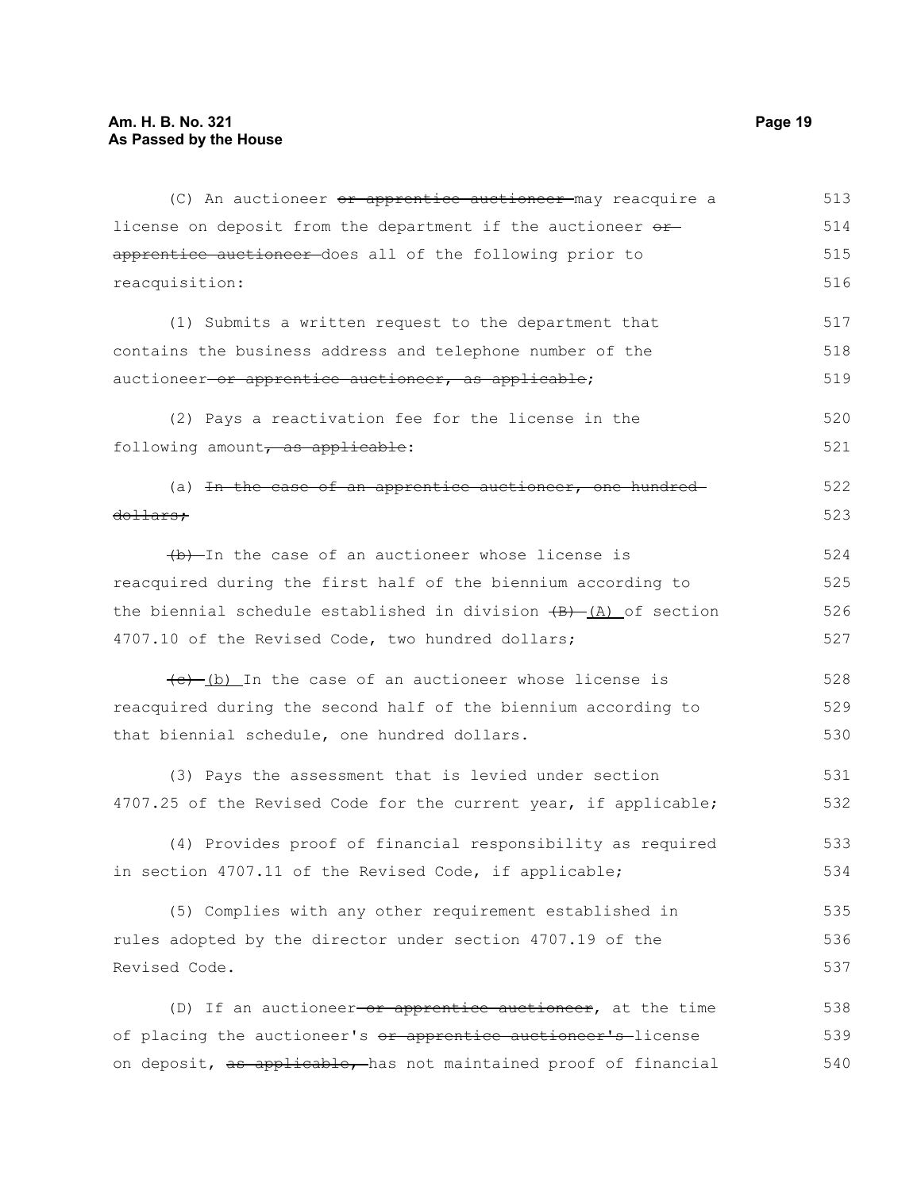(C) An auctioneer ~~or apprentice auctioneer~~ may reacquire a license on deposit from the department if the auctioneer ~~or apprentice auctioneer~~ does all of the following prior to reacquisition:

(1) Submits a written request to the department that contains the business address and telephone number of the auctioneer ~~or apprentice auctioneer, as applicable~~;

(2) Pays a reactivation fee for the license in the following amount~~, as applicable~~:

(a) ~~In the case of an apprentice auctioneer, one hundred dollars;~~

~~(b)~~ In the case of an auctioneer whose license is reacquired during the first half of the biennium according to the biennial schedule established in division ~~(B)~~ <u>(A)</u> of section 4707.10 of the Revised Code, two hundred dollars;

~~(c)~~ <u>(b)</u> In the case of an auctioneer whose license is reacquired during the second half of the biennium according to that biennial schedule, one hundred dollars.

(3) Pays the assessment that is levied under section 4707.25 of the Revised Code for the current year, if applicable;

(4) Provides proof of financial responsibility as required in section 4707.11 of the Revised Code, if applicable;

(5) Complies with any other requirement established in rules adopted by the director under section 4707.19 of the Revised Code.

(D) If an auctioneer ~~or apprentice auctioneer~~, at the time of placing the auctioneer's ~~or apprentice auctioneer's~~ license on deposit, ~~as applicable,~~ has not maintained proof of financial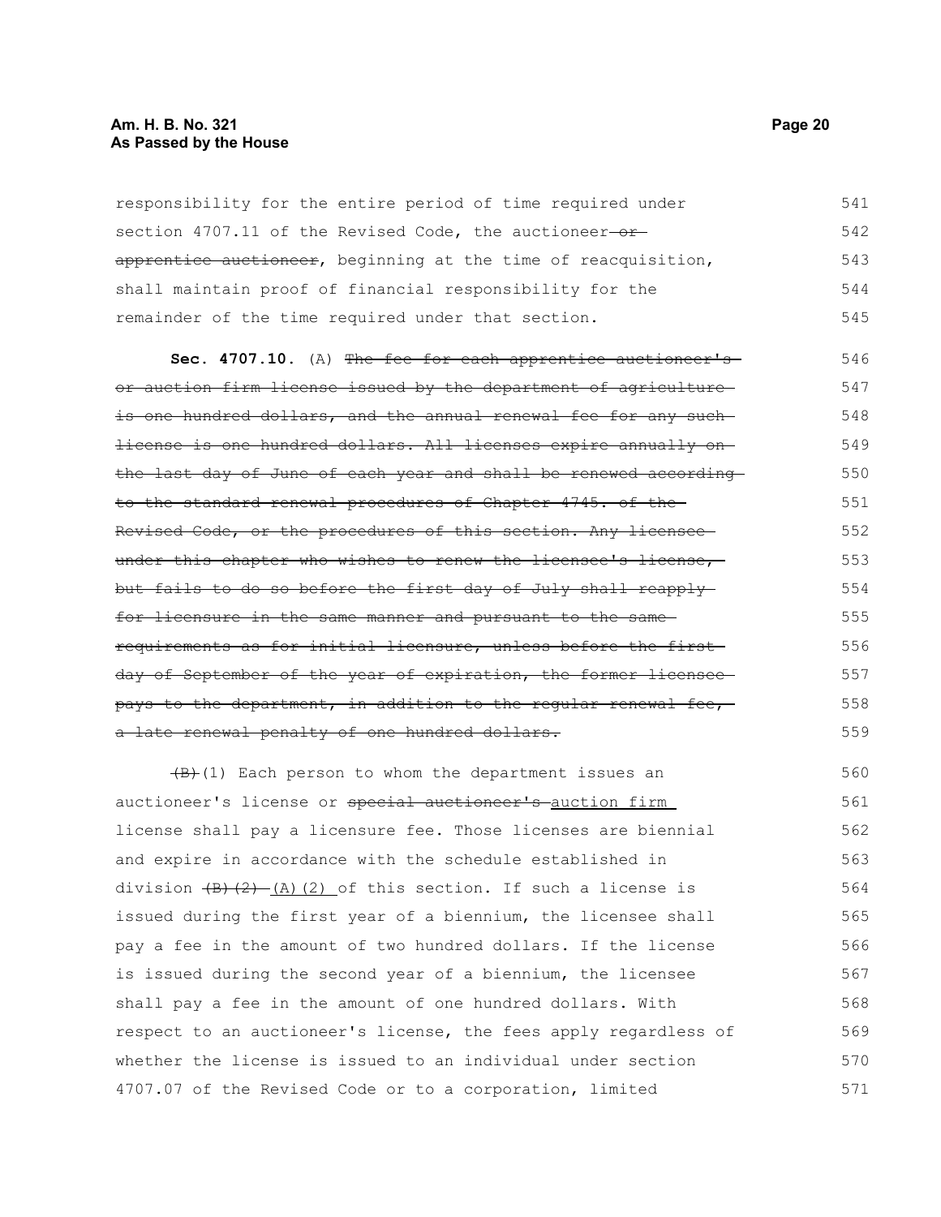responsibility for the entire period of time required under section 4707.11 of the Revised Code, the auctioneer ~~or apprentice auctioneer~~, beginning at the time of reacquisition, shall maintain proof of financial responsibility for the remainder of the time required under that section.

**Sec. 4707.10.** (A) ~~The fee for each apprentice auctioneer's or auction firm license issued by the department of agriculture is one hundred dollars, and the annual renewal fee for any such license is one hundred dollars. All licenses expire annually on the last day of June of each year and shall be renewed according to the standard renewal procedures of Chapter 4745. of the Revised Code, or the procedures of this section. Any licensee under this chapter who wishes to renew the licensee's license, but fails to do so before the first day of July shall reapply for licensure in the same manner and pursuant to the same requirements as for initial licensure, unless before the first day of September of the year of expiration, the former licensee pays to the department, in addition to the regular renewal fee, a late renewal penalty of one hundred dollars.~~

~~(B)~~(1) Each person to whom the department issues an auctioneer's license or ~~special auctioneer's~~ auction firm license shall pay a licensure fee. Those licenses are biennial and expire in accordance with the schedule established in division ~~(B)(2)~~ (A)(2) of this section. If such a license is issued during the first year of a biennium, the licensee shall pay a fee in the amount of two hundred dollars. If the license is issued during the second year of a biennium, the licensee shall pay a fee in the amount of one hundred dollars. With respect to an auctioneer's license, the fees apply regardless of whether the license is issued to an individual under section 4707.07 of the Revised Code or to a corporation, limited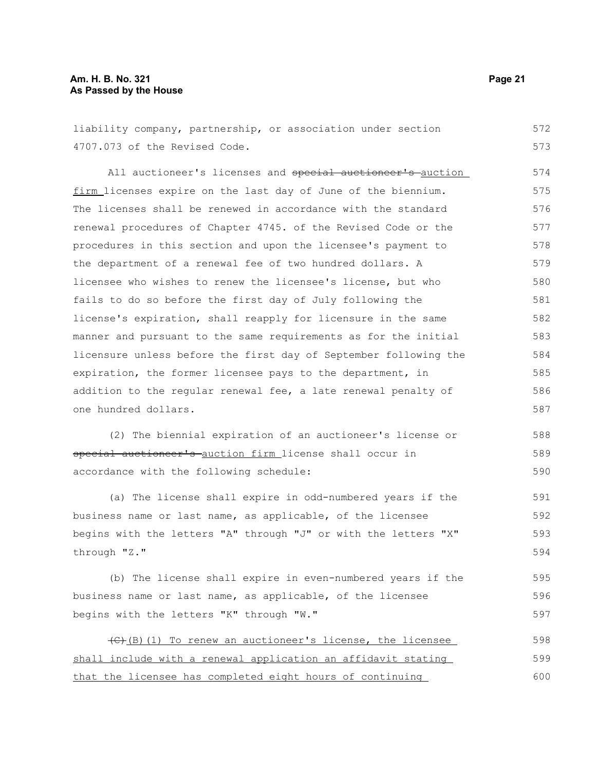liability company, partnership, or association under section 4707.073 of the Revised Code.

All auctioneer's licenses and ~~special auctioneer's~~ auction firm licenses expire on the last day of June of the biennium. The licenses shall be renewed in accordance with the standard renewal procedures of Chapter 4745. of the Revised Code or the procedures in this section and upon the licensee's payment to the department of a renewal fee of two hundred dollars. A licensee who wishes to renew the licensee's license, but who fails to do so before the first day of July following the license's expiration, shall reapply for licensure in the same manner and pursuant to the same requirements as for the initial licensure unless before the first day of September following the expiration, the former licensee pays to the department, in addition to the regular renewal fee, a late renewal penalty of one hundred dollars.

(2) The biennial expiration of an auctioneer's license or ~~special auctioneer's~~ auction firm license shall occur in accordance with the following schedule:

(a) The license shall expire in odd-numbered years if the business name or last name, as applicable, of the licensee begins with the letters "A" through "J" or with the letters "X" through "Z."

(b) The license shall expire in even-numbered years if the business name or last name, as applicable, of the licensee begins with the letters "K" through "W."

~~(C)~~(B)(1) To renew an auctioneer's license, the licensee shall include with a renewal application an affidavit stating that the licensee has completed eight hours of continuing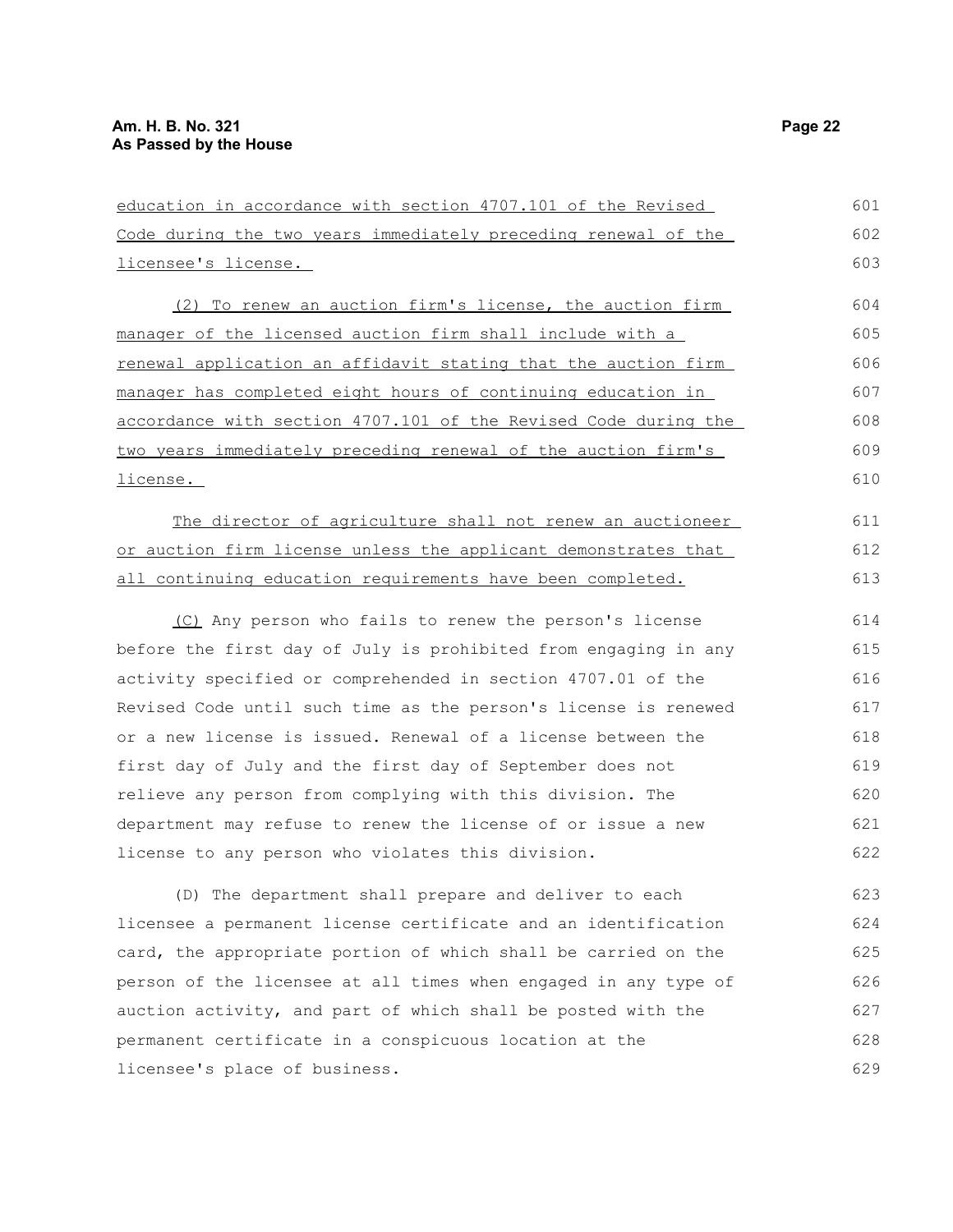education in accordance with section 4707.101 of the Revised Code during the two years immediately preceding renewal of the licensee's license.

(2) To renew an auction firm's license, the auction firm manager of the licensed auction firm shall include with a renewal application an affidavit stating that the auction firm manager has completed eight hours of continuing education in accordance with section 4707.101 of the Revised Code during the two years immediately preceding renewal of the auction firm's license.

The director of agriculture shall not renew an auctioneer or auction firm license unless the applicant demonstrates that all continuing education requirements have been completed.

(C) Any person who fails to renew the person's license before the first day of July is prohibited from engaging in any activity specified or comprehended in section 4707.01 of the Revised Code until such time as the person's license is renewed or a new license is issued. Renewal of a license between the first day of July and the first day of September does not relieve any person from complying with this division. The department may refuse to renew the license of or issue a new license to any person who violates this division.

(D) The department shall prepare and deliver to each licensee a permanent license certificate and an identification card, the appropriate portion of which shall be carried on the person of the licensee at all times when engaged in any type of auction activity, and part of which shall be posted with the permanent certificate in a conspicuous location at the licensee's place of business.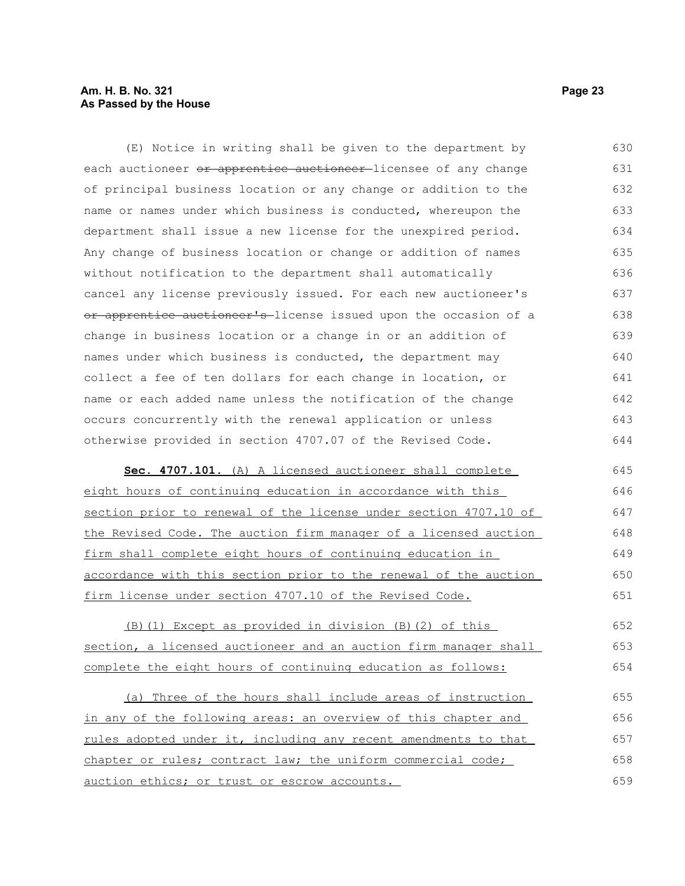(E) Notice in writing shall be given to the department by each auctioneer ~~or apprentice auctioneer~~ licensee of any change of principal business location or any change or addition to the name or names under which business is conducted, whereupon the department shall issue a new license for the unexpired period. Any change of business location or change or addition of names without notification to the department shall automatically cancel any license previously issued. For each new auctioneer's ~~or apprentice auctioneer's~~ license issued upon the occasion of a change in business location or a change in or an addition of names under which business is conducted, the department may collect a fee of ten dollars for each change in location, or name or each added name unless the notification of the change occurs concurrently with the renewal application or unless otherwise provided in section 4707.07 of the Revised Code.

**Sec. 4707.101.** <u>(A) A licensed auctioneer shall complete eight hours of continuing education in accordance with this section prior to renewal of the license under section 4707.10 of the Revised Code. The auction firm manager of a licensed auction firm shall complete eight hours of continuing education in accordance with this section prior to the renewal of the auction firm license under section 4707.10 of the Revised Code.</u>

<u>(B)(1) Except as provided in division (B)(2) of this section, a licensed auctioneer and an auction firm manager shall complete the eight hours of continuing education as follows:</u>

<u>(a) Three of the hours shall include areas of instruction in any of the following areas: an overview of this chapter and rules adopted under it, including any recent amendments to that chapter or rules; contract law; the uniform commercial code; auction ethics; or trust or escrow accounts.</u>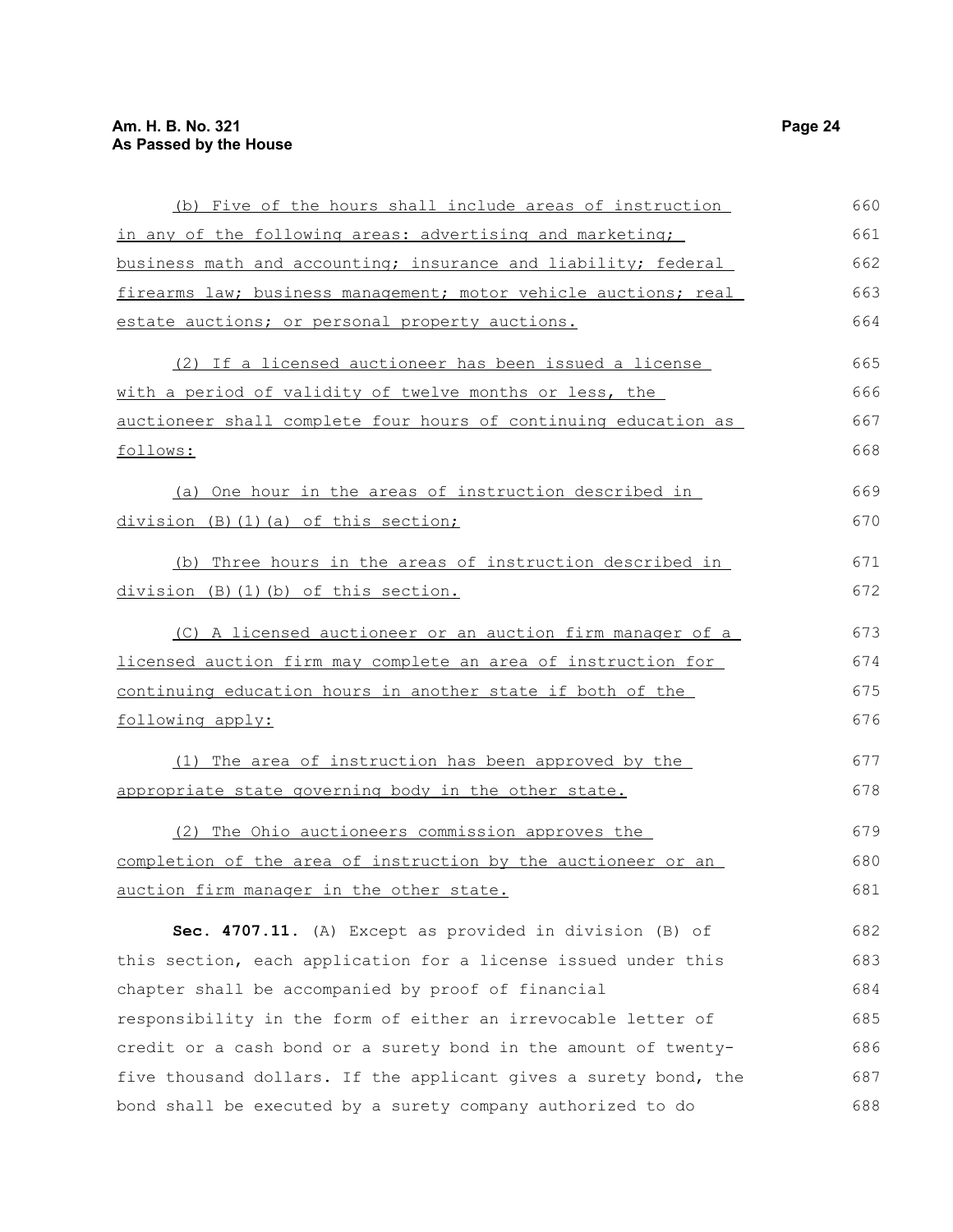(b) Five of the hours shall include areas of instruction in any of the following areas: advertising and marketing; business math and accounting; insurance and liability; federal firearms law; business management; motor vehicle auctions; real estate auctions; or personal property auctions.

(2) If a licensed auctioneer has been issued a license with a period of validity of twelve months or less, the auctioneer shall complete four hours of continuing education as follows:

(a) One hour in the areas of instruction described in division (B)(1)(a) of this section;

(b) Three hours in the areas of instruction described in division (B)(1)(b) of this section.

(C) A licensed auctioneer or an auction firm manager of a licensed auction firm may complete an area of instruction for continuing education hours in another state if both of the following apply:

(1) The area of instruction has been approved by the appropriate state governing body in the other state.

(2) The Ohio auctioneers commission approves the completion of the area of instruction by the auctioneer or an auction firm manager in the other state.

**Sec. 4707.11.** (A) Except as provided in division (B) of this section, each application for a license issued under this chapter shall be accompanied by proof of financial responsibility in the form of either an irrevocable letter of credit or a cash bond or a surety bond in the amount of twenty-five thousand dollars. If the applicant gives a surety bond, the bond shall be executed by a surety company authorized to do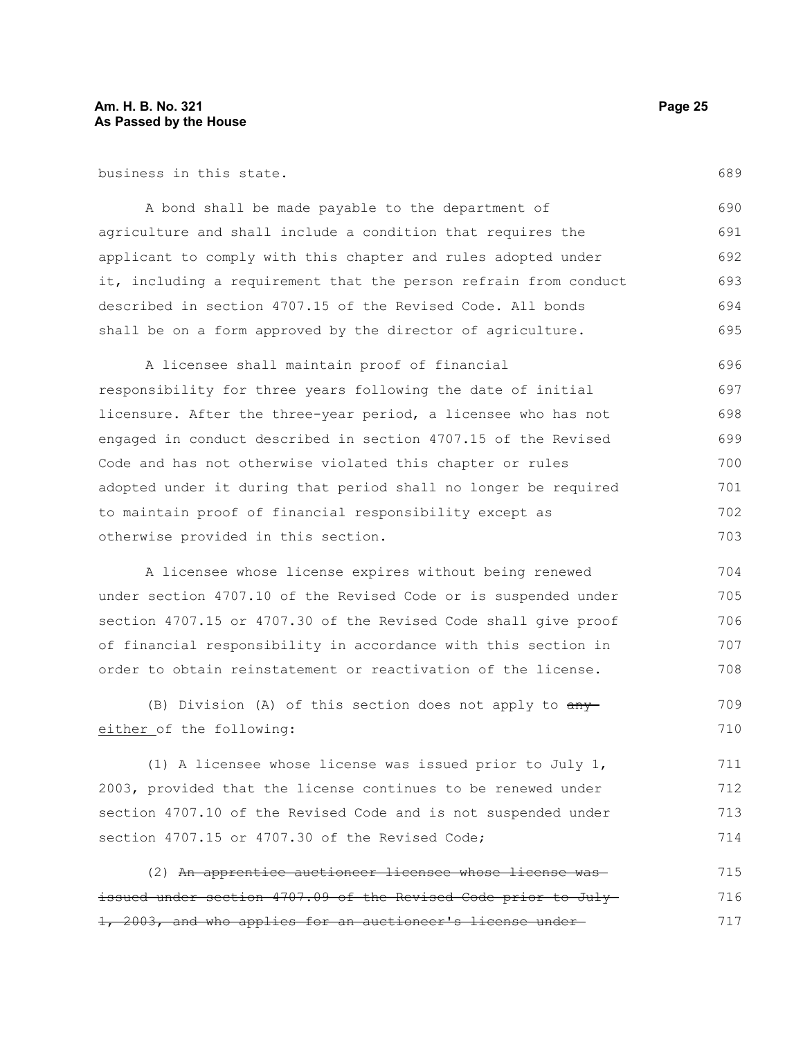business in this state.

A bond shall be made payable to the department of agriculture and shall include a condition that requires the applicant to comply with this chapter and rules adopted under it, including a requirement that the person refrain from conduct described in section 4707.15 of the Revised Code. All bonds shall be on a form approved by the director of agriculture.

A licensee shall maintain proof of financial responsibility for three years following the date of initial licensure. After the three-year period, a licensee who has not engaged in conduct described in section 4707.15 of the Revised Code and has not otherwise violated this chapter or rules adopted under it during that period shall no longer be required to maintain proof of financial responsibility except as otherwise provided in this section.

A licensee whose license expires without being renewed under section 4707.10 of the Revised Code or is suspended under section 4707.15 or 4707.30 of the Revised Code shall give proof of financial responsibility in accordance with this section in order to obtain reinstatement or reactivation of the license.

(B) Division (A) of this section does not apply to ~~any~~ <u>either</u> of the following:

(1) A licensee whose license was issued prior to July 1, 2003, provided that the license continues to be renewed under section 4707.10 of the Revised Code and is not suspended under section 4707.15 or 4707.30 of the Revised Code;

(2) ~~An apprentice auctioneer licensee whose license was issued under section 4707.09 of the Revised Code prior to July 1, 2003, and who applies for an auctioneer's license under~~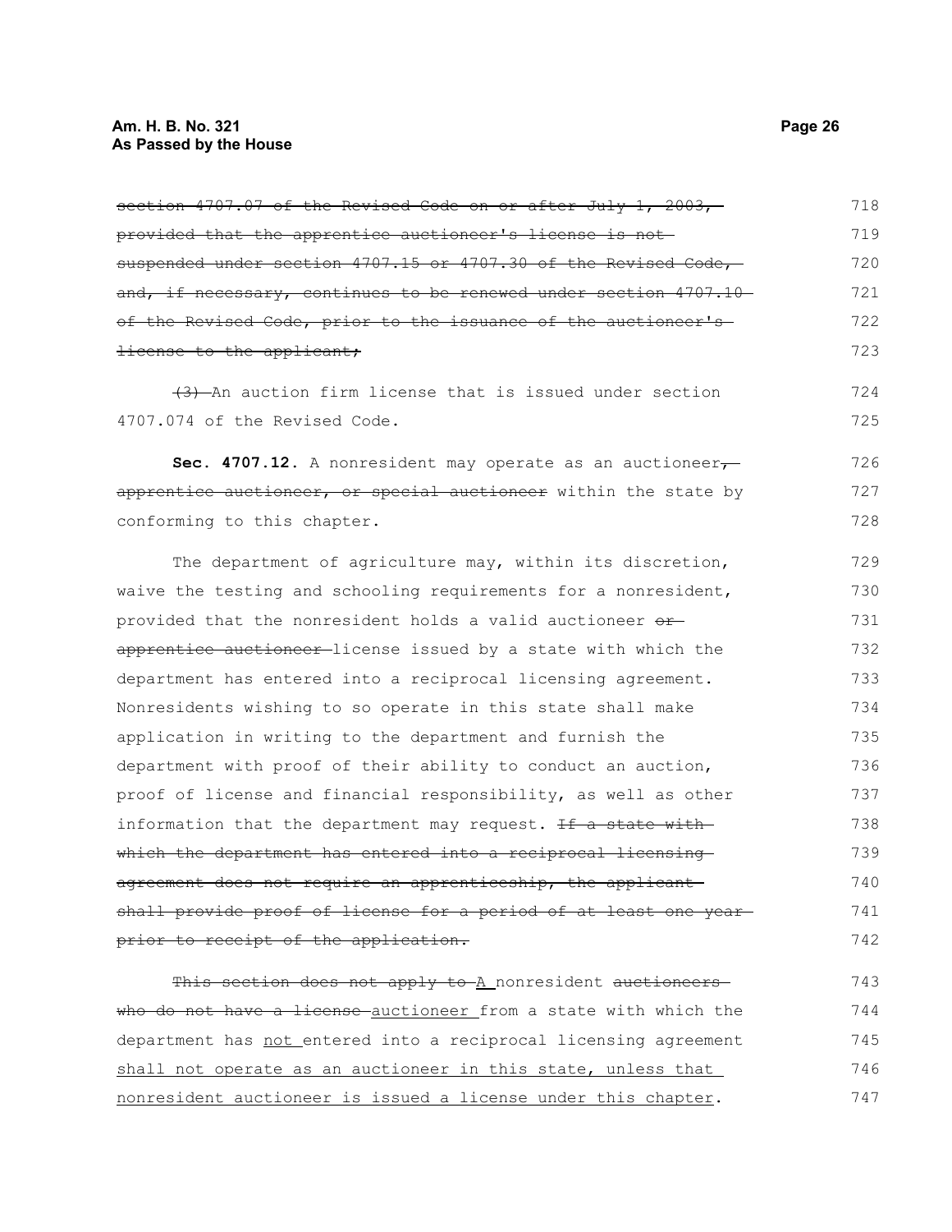~~section 4707.07 of the Revised Code on or after July 1, 2003, provided that the apprentice auctioneer's license is not suspended under section 4707.15 or 4707.30 of the Revised Code, and, if necessary, continues to be renewed under section 4707.10 of the Revised Code, prior to the issuance of the auctioneer's license to the applicant;~~

~~(3)~~ An auction firm license that is issued under section 4707.074 of the Revised Code.

**Sec. 4707.12.** A nonresident may operate as an auctioneer~~, apprentice auctioneer, or special auctioneer~~ within the state by conforming to this chapter.

The department of agriculture may, within its discretion, waive the testing and schooling requirements for a nonresident, provided that the nonresident holds a valid auctioneer ~~or apprentice auctioneer~~ license issued by a state with which the department has entered into a reciprocal licensing agreement. Nonresidents wishing to so operate in this state shall make application in writing to the department and furnish the department with proof of their ability to conduct an auction, proof of license and financial responsibility, as well as other information that the department may request. ~~If a state with which the department has entered into a reciprocal licensing agreement does not require an apprenticeship, the applicant shall provide proof of license for a period of at least one year prior to receipt of the application.~~

~~This section does not apply to~~ <u>A</u> nonresident ~~auctioneers who do not have a license~~ <u>auctioneer</u> from a state with which the department has <u>not</u> entered into a reciprocal licensing agreement <u>shall not operate as an auctioneer in this state, unless that nonresident auctioneer is issued a license under this chapter</u>.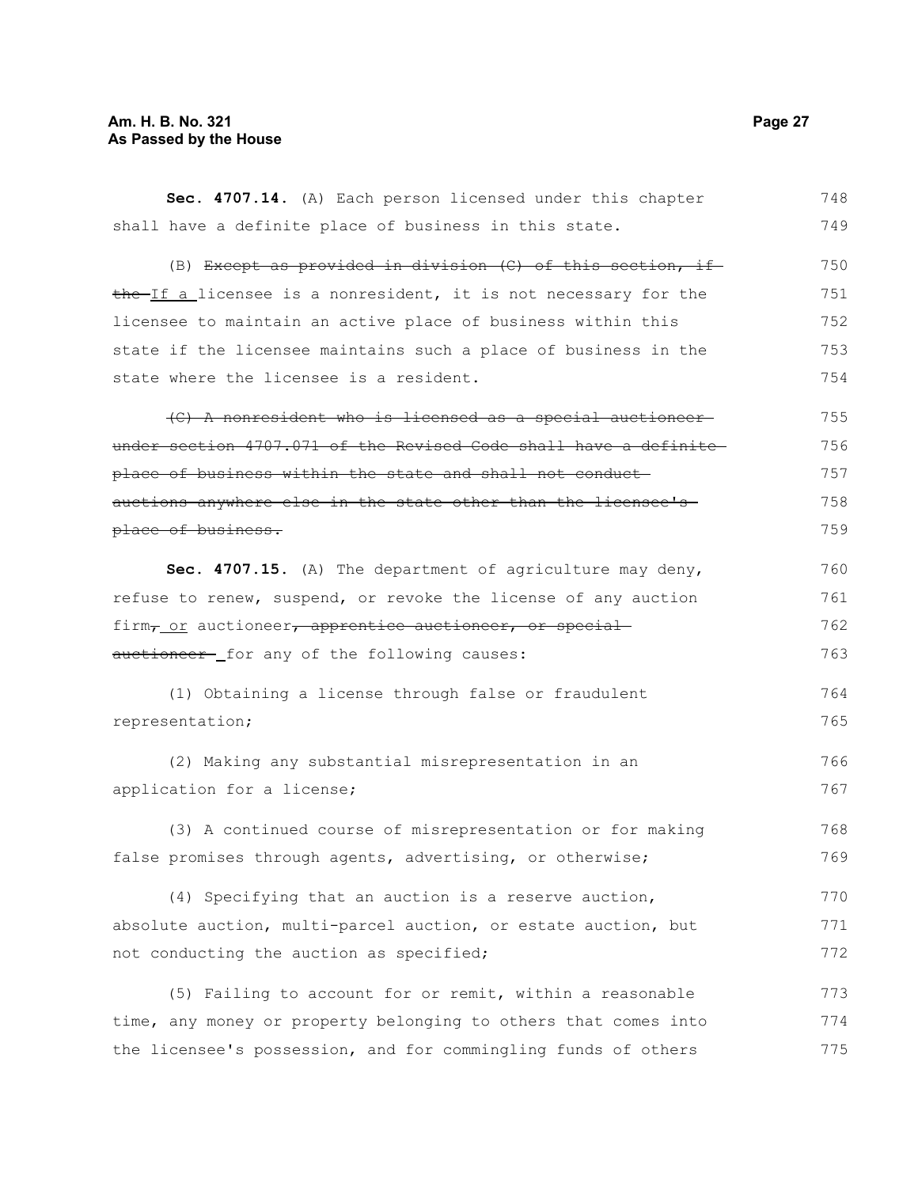**Sec. 4707.14.** (A) Each person licensed under this chapter shall have a definite place of business in this state.

(B) ~~Except as provided in division (C) of this section, if the~~ If a licensee is a nonresident, it is not necessary for the licensee to maintain an active place of business within this state if the licensee maintains such a place of business in the state where the licensee is a resident.

~~(C) A nonresident who is licensed as a special auctioneer under section 4707.071 of the Revised Code shall have a definite place of business within the state and shall not conduct auctions anywhere else in the state other than the licensee's place of business.~~

**Sec. 4707.15.** (A) The department of agriculture may deny, refuse to renew, suspend, or revoke the license of any auction firm~~,~~ or auctioneer~~, apprentice auctioneer, or special auctioneer~~ for any of the following causes:

(1) Obtaining a license through false or fraudulent representation;

(2) Making any substantial misrepresentation in an application for a license;

(3) A continued course of misrepresentation or for making false promises through agents, advertising, or otherwise;

(4) Specifying that an auction is a reserve auction, absolute auction, multi-parcel auction, or estate auction, but not conducting the auction as specified;

(5) Failing to account for or remit, within a reasonable time, any money or property belonging to others that comes into the licensee's possession, and for commingling funds of others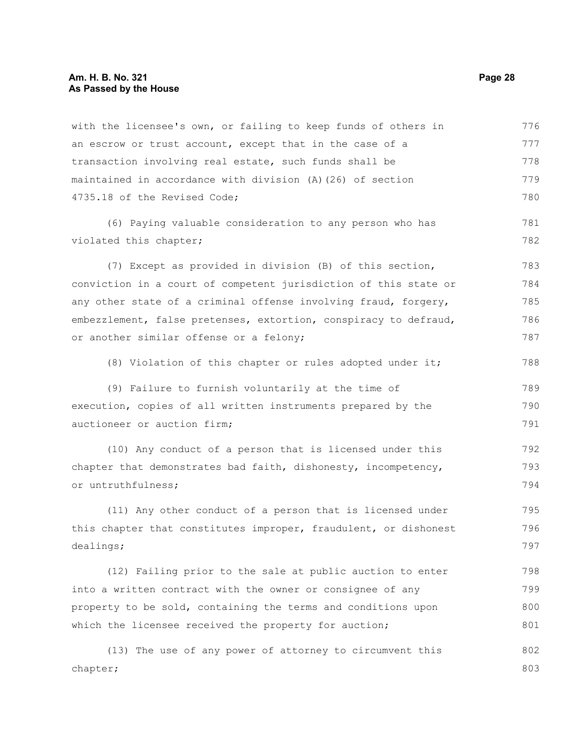with the licensee's own, or failing to keep funds of others in an escrow or trust account, except that in the case of a transaction involving real estate, such funds shall be maintained in accordance with division (A)(26) of section 4735.18 of the Revised Code;

(6) Paying valuable consideration to any person who has violated this chapter;

(7) Except as provided in division (B) of this section, conviction in a court of competent jurisdiction of this state or any other state of a criminal offense involving fraud, forgery, embezzlement, false pretenses, extortion, conspiracy to defraud, or another similar offense or a felony;

(8) Violation of this chapter or rules adopted under it;

(9) Failure to furnish voluntarily at the time of execution, copies of all written instruments prepared by the auctioneer or auction firm;

(10) Any conduct of a person that is licensed under this chapter that demonstrates bad faith, dishonesty, incompetency, or untruthfulness;

(11) Any other conduct of a person that is licensed under this chapter that constitutes improper, fraudulent, or dishonest dealings;

(12) Failing prior to the sale at public auction to enter into a written contract with the owner or consignee of any property to be sold, containing the terms and conditions upon which the licensee received the property for auction;

(13) The use of any power of attorney to circumvent this chapter;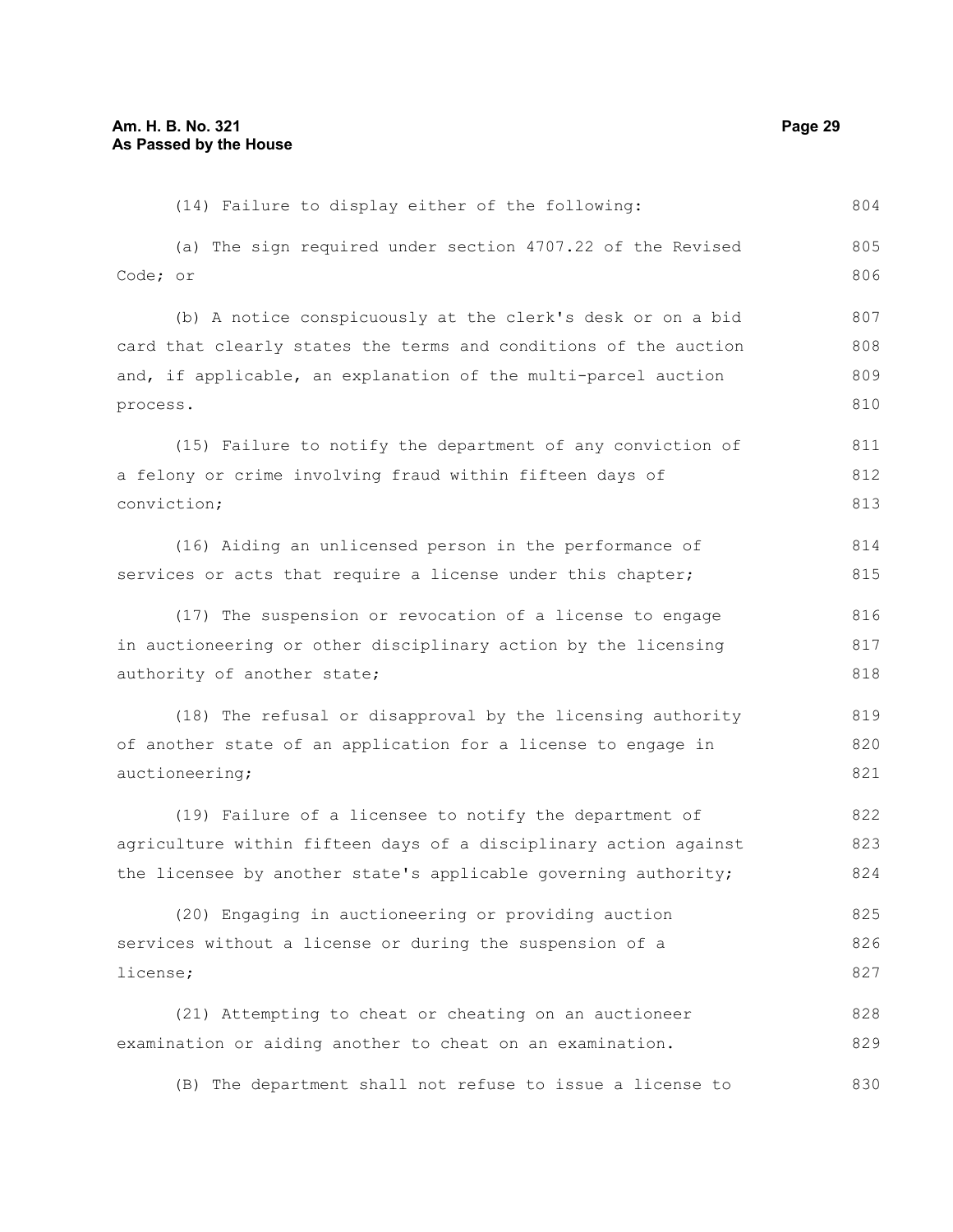(14) Failure to display either of the following:

(a) The sign required under section 4707.22 of the Revised Code; or

(b) A notice conspicuously at the clerk's desk or on a bid card that clearly states the terms and conditions of the auction and, if applicable, an explanation of the multi-parcel auction process.

(15) Failure to notify the department of any conviction of a felony or crime involving fraud within fifteen days of conviction;

(16) Aiding an unlicensed person in the performance of services or acts that require a license under this chapter;

(17) The suspension or revocation of a license to engage in auctioneering or other disciplinary action by the licensing authority of another state;

(18) The refusal or disapproval by the licensing authority of another state of an application for a license to engage in auctioneering;

(19) Failure of a licensee to notify the department of agriculture within fifteen days of a disciplinary action against the licensee by another state's applicable governing authority;

(20) Engaging in auctioneering or providing auction services without a license or during the suspension of a license;

(21) Attempting to cheat or cheating on an auctioneer examination or aiding another to cheat on an examination.

(B) The department shall not refuse to issue a license to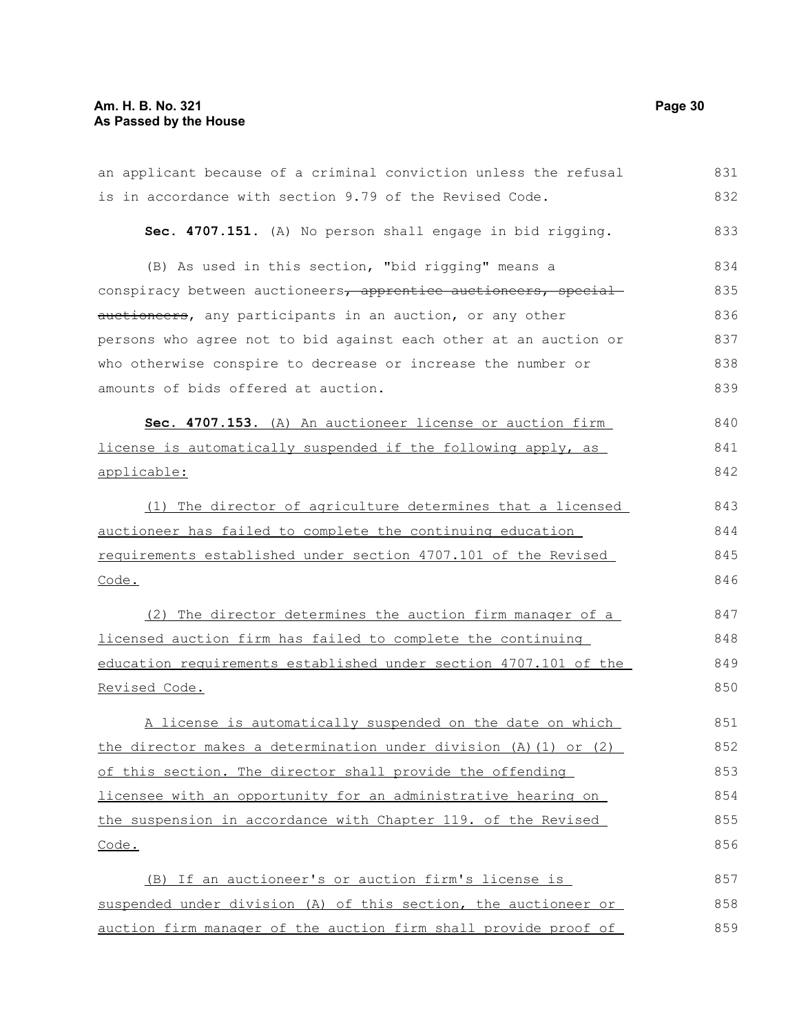an applicant because of a criminal conviction unless the refusal is in accordance with section 9.79 of the Revised Code.

**Sec. 4707.151.** (A) No person shall engage in bid rigging.

(B) As used in this section, "bid rigging" means a conspiracy between auctioneers~~, apprentice auctioneers, special auctioneers~~, any participants in an auction, or any other persons who agree not to bid against each other at an auction or who otherwise conspire to decrease or increase the number or amounts of bids offered at auction.

**Sec. 4707.153.** <u>(A) An auctioneer license or auction firm license is automatically suspended if the following apply, as applicable:</u>

<u>(1) The director of agriculture determines that a licensed auctioneer has failed to complete the continuing education requirements established under section 4707.101 of the Revised Code.</u>

<u>(2) The director determines the auction firm manager of a licensed auction firm has failed to complete the continuing education requirements established under section 4707.101 of the Revised Code.</u>

<u>A license is automatically suspended on the date on which the director makes a determination under division (A)(1) or (2) of this section. The director shall provide the offending licensee with an opportunity for an administrative hearing on the suspension in accordance with Chapter 119. of the Revised Code.</u>

<u>(B) If an auctioneer's or auction firm's license is suspended under division (A) of this section, the auctioneer or auction firm manager of the auction firm shall provide proof of</u>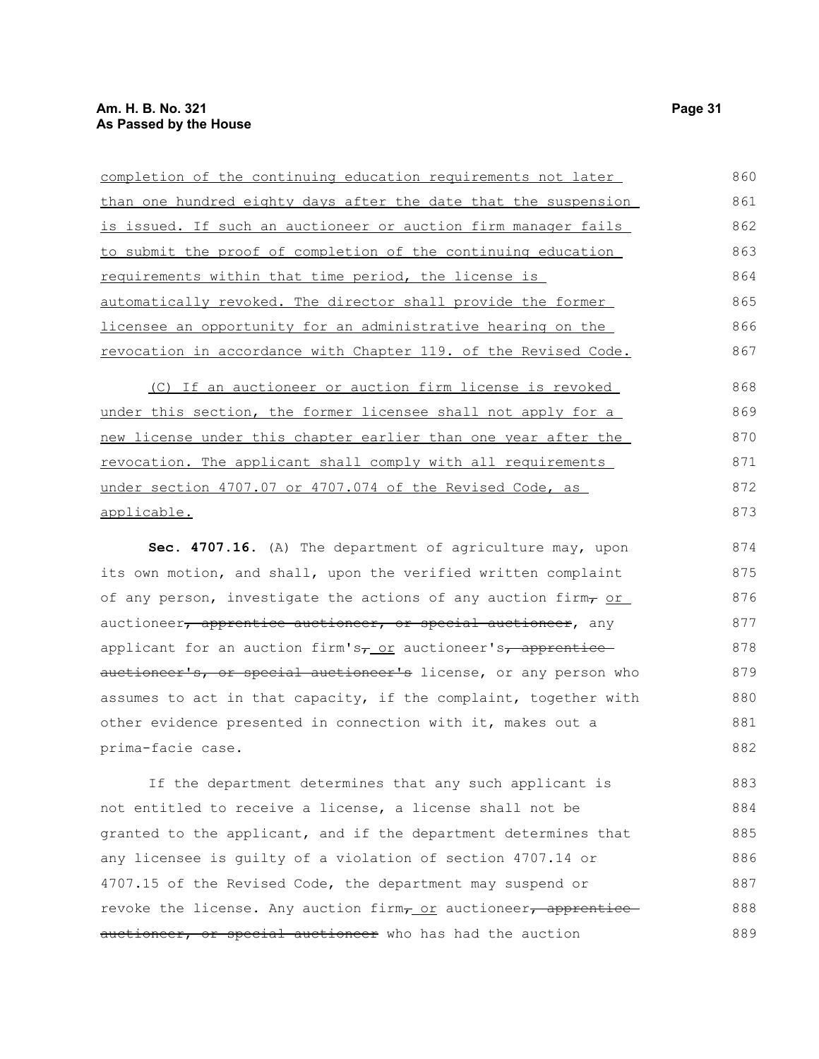completion of the continuing education requirements not later than one hundred eighty days after the date that the suspension is issued. If such an auctioneer or auction firm manager fails to submit the proof of completion of the continuing education requirements within that time period, the license is automatically revoked. The director shall provide the former licensee an opportunity for an administrative hearing on the revocation in accordance with Chapter 119. of the Revised Code.

(C) If an auctioneer or auction firm license is revoked under this section, the former licensee shall not apply for a new license under this chapter earlier than one year after the revocation. The applicant shall comply with all requirements under section 4707.07 or 4707.074 of the Revised Code, as applicable.

**Sec. 4707.16.** (A) The department of agriculture may, upon its own motion, and shall, upon the verified written complaint of any person, investigate the actions of any auction firm, or auctioneer, apprentice auctioneer, or special auctioneer, any applicant for an auction firm's, or auctioneer's, apprentice auctioneer's, or special auctioneer's license, or any person who assumes to act in that capacity, if the complaint, together with other evidence presented in connection with it, makes out a prima-facie case.

If the department determines that any such applicant is not entitled to receive a license, a license shall not be granted to the applicant, and if the department determines that any licensee is guilty of a violation of section 4707.14 or 4707.15 of the Revised Code, the department may suspend or revoke the license. Any auction firm, or auctioneer, apprentice auctioneer, or special auctioneer who has had the auction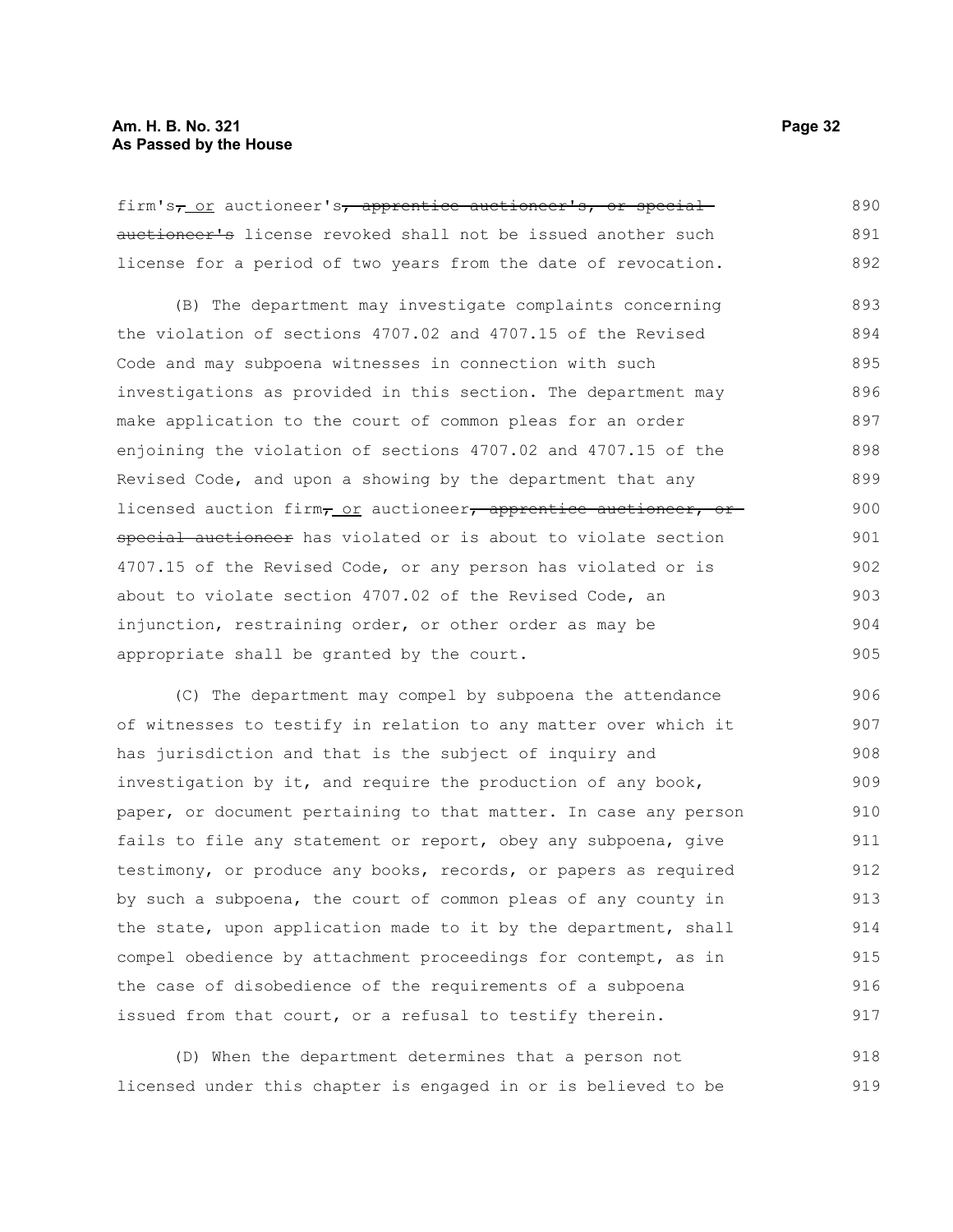firm's~~,~~ or auctioneer's~~, apprentice auctioneer's, or special auctioneer's~~ license revoked shall not be issued another such license for a period of two years from the date of revocation.

(B) The department may investigate complaints concerning the violation of sections 4707.02 and 4707.15 of the Revised Code and may subpoena witnesses in connection with such investigations as provided in this section. The department may make application to the court of common pleas for an order enjoining the violation of sections 4707.02 and 4707.15 of the Revised Code, and upon a showing by the department that any licensed auction firm~~,~~ or auctioneer~~, apprentice auctioneer, or special auctioneer~~ has violated or is about to violate section 4707.15 of the Revised Code, or any person has violated or is about to violate section 4707.02 of the Revised Code, an injunction, restraining order, or other order as may be appropriate shall be granted by the court.

(C) The department may compel by subpoena the attendance of witnesses to testify in relation to any matter over which it has jurisdiction and that is the subject of inquiry and investigation by it, and require the production of any book, paper, or document pertaining to that matter. In case any person fails to file any statement or report, obey any subpoena, give testimony, or produce any books, records, or papers as required by such a subpoena, the court of common pleas of any county in the state, upon application made to it by the department, shall compel obedience by attachment proceedings for contempt, as in the case of disobedience of the requirements of a subpoena issued from that court, or a refusal to testify therein.

(D) When the department determines that a person not licensed under this chapter is engaged in or is believed to be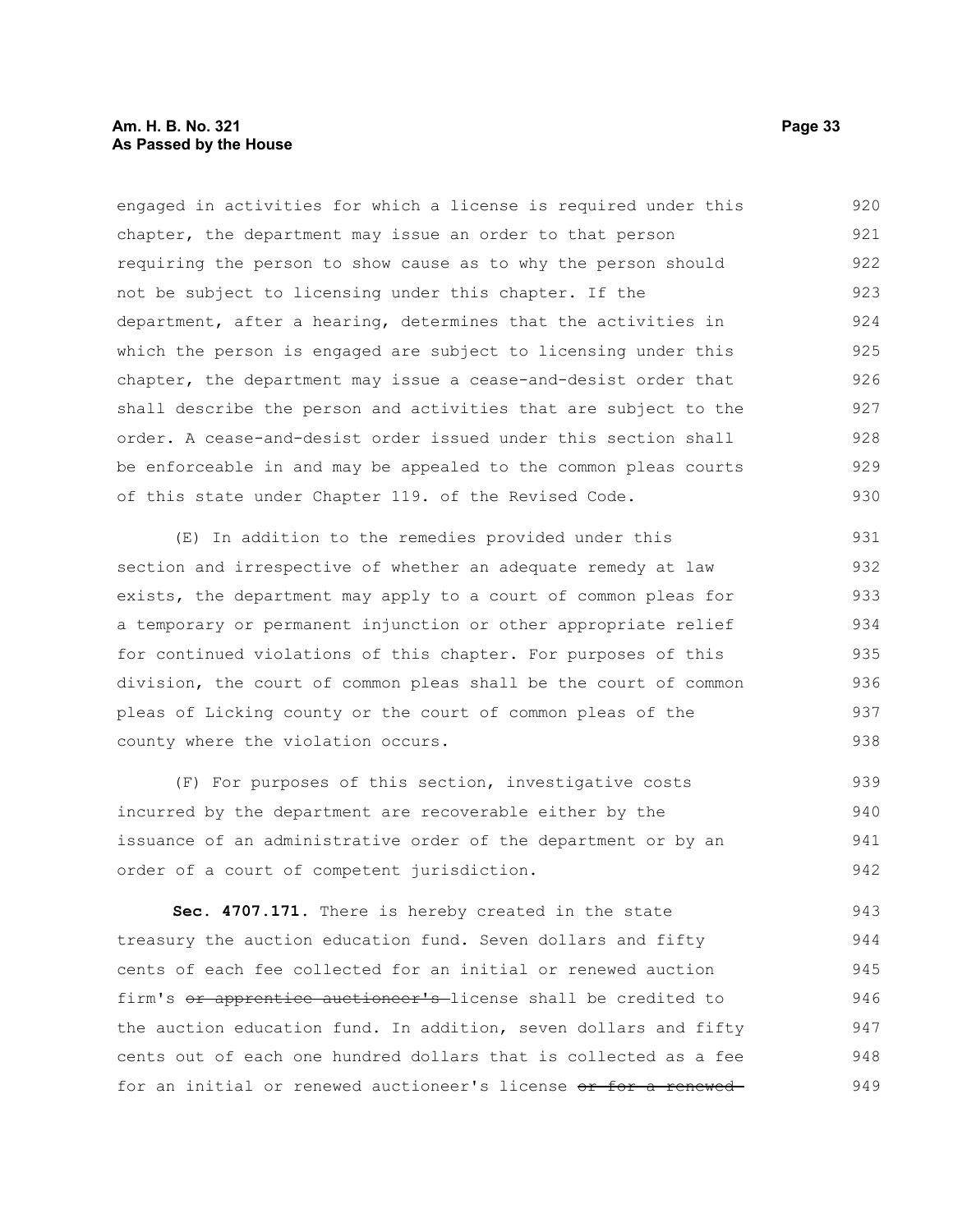engaged in activities for which a license is required under this chapter, the department may issue an order to that person requiring the person to show cause as to why the person should not be subject to licensing under this chapter. If the department, after a hearing, determines that the activities in which the person is engaged are subject to licensing under this chapter, the department may issue a cease-and-desist order that shall describe the person and activities that are subject to the order. A cease-and-desist order issued under this section shall be enforceable in and may be appealed to the common pleas courts of this state under Chapter 119. of the Revised Code.

(E) In addition to the remedies provided under this section and irrespective of whether an adequate remedy at law exists, the department may apply to a court of common pleas for a temporary or permanent injunction or other appropriate relief for continued violations of this chapter. For purposes of this division, the court of common pleas shall be the court of common pleas of Licking county or the court of common pleas of the county where the violation occurs.

(F) For purposes of this section, investigative costs incurred by the department are recoverable either by the issuance of an administrative order of the department or by an order of a court of competent jurisdiction.

**Sec. 4707.171.** There is hereby created in the state treasury the auction education fund. Seven dollars and fifty cents of each fee collected for an initial or renewed auction firm's ~~or apprentice auctioneer's~~ license shall be credited to the auction education fund. In addition, seven dollars and fifty cents out of each one hundred dollars that is collected as a fee for an initial or renewed auctioneer's license ~~or for a renewed~~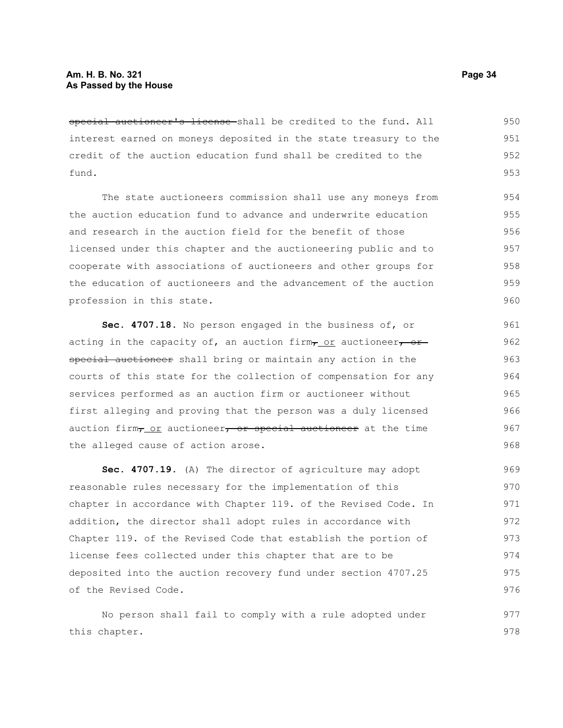~~special auctioneer's license~~ shall be credited to the fund. All interest earned on moneys deposited in the state treasury to the credit of the auction education fund shall be credited to the fund.

The state auctioneers commission shall use any moneys from the auction education fund to advance and underwrite education and research in the auction field for the benefit of those licensed under this chapter and the auctioneering public and to cooperate with associations of auctioneers and other groups for the education of auctioneers and the advancement of the auction profession in this state.

**Sec. 4707.18.** No person engaged in the business of, or acting in the capacity of, an auction firm~~,~~ <u>or</u> auctioneer~~, or special auctioneer~~ shall bring or maintain any action in the courts of this state for the collection of compensation for any services performed as an auction firm or auctioneer without first alleging and proving that the person was a duly licensed auction firm~~,~~ <u>or</u> auctioneer~~, or special auctioneer~~ at the time the alleged cause of action arose.

**Sec. 4707.19.** (A) The director of agriculture may adopt reasonable rules necessary for the implementation of this chapter in accordance with Chapter 119. of the Revised Code. In addition, the director shall adopt rules in accordance with Chapter 119. of the Revised Code that establish the portion of license fees collected under this chapter that are to be deposited into the auction recovery fund under section 4707.25 of the Revised Code.

No person shall fail to comply with a rule adopted under this chapter.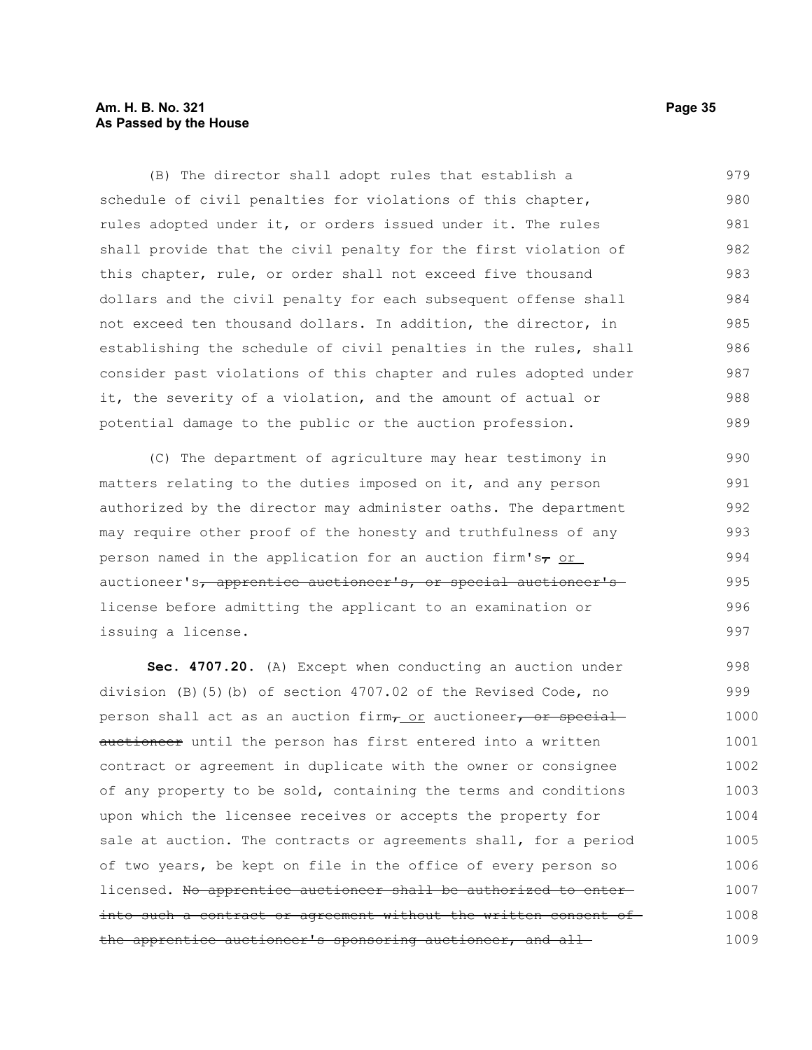(B) The director shall adopt rules that establish a schedule of civil penalties for violations of this chapter, rules adopted under it, or orders issued under it. The rules shall provide that the civil penalty for the first violation of this chapter, rule, or order shall not exceed five thousand dollars and the civil penalty for each subsequent offense shall not exceed ten thousand dollars. In addition, the director, in establishing the schedule of civil penalties in the rules, shall consider past violations of this chapter and rules adopted under it, the severity of a violation, and the amount of actual or potential damage to the public or the auction profession.

(C) The department of agriculture may hear testimony in matters relating to the duties imposed on it, and any person authorized by the director may administer oaths. The department may require other proof of the honesty and truthfulness of any person named in the application for an auction firm's~~,~~ or auctioneer's~~, apprentice auctioneer's, or special auctioneer's~~ license before admitting the applicant to an examination or issuing a license.

**Sec. 4707.20.** (A) Except when conducting an auction under division (B)(5)(b) of section 4707.02 of the Revised Code, no person shall act as an auction firm~~,~~ or auctioneer~~, or special auctioneer~~ until the person has first entered into a written contract or agreement in duplicate with the owner or consignee of any property to be sold, containing the terms and conditions upon which the licensee receives or accepts the property for sale at auction. The contracts or agreements shall, for a period of two years, be kept on file in the office of every person so licensed. ~~No apprentice auctioneer shall be authorized to enter into such a contract or agreement without the written consent of the apprentice auctioneer's sponsoring auctioneer, and all~~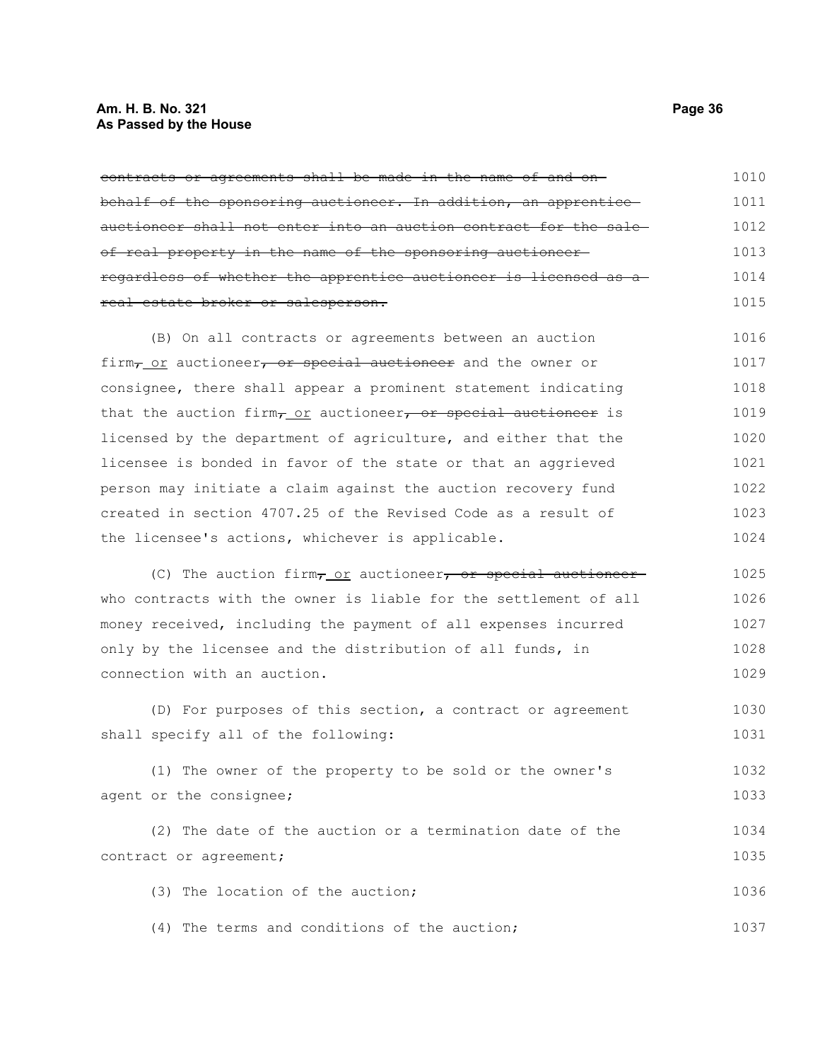~~contracts or agreements shall be made in the name of and on behalf of the sponsoring auctioneer. In addition, an apprentice auctioneer shall not enter into an auction contract for the sale of real property in the name of the sponsoring auctioneer regardless of whether the apprentice auctioneer is licensed as a real estate broker or salesperson.~~

(B) On all contracts or agreements between an auction firm~~,~~ or auctioneer~~, or special auctioneer~~ and the owner or consignee, there shall appear a prominent statement indicating that the auction firm~~,~~ or auctioneer~~, or special auctioneer~~ is licensed by the department of agriculture, and either that the licensee is bonded in favor of the state or that an aggrieved person may initiate a claim against the auction recovery fund created in section 4707.25 of the Revised Code as a result of the licensee's actions, whichever is applicable.

(C) The auction firm~~,~~ or auctioneer~~, or special auctioneer~~ who contracts with the owner is liable for the settlement of all money received, including the payment of all expenses incurred only by the licensee and the distribution of all funds, in connection with an auction.

(D) For purposes of this section, a contract or agreement shall specify all of the following:

(1) The owner of the property to be sold or the owner's agent or the consignee;

(2) The date of the auction or a termination date of the contract or agreement;

(3) The location of the auction;

(4) The terms and conditions of the auction;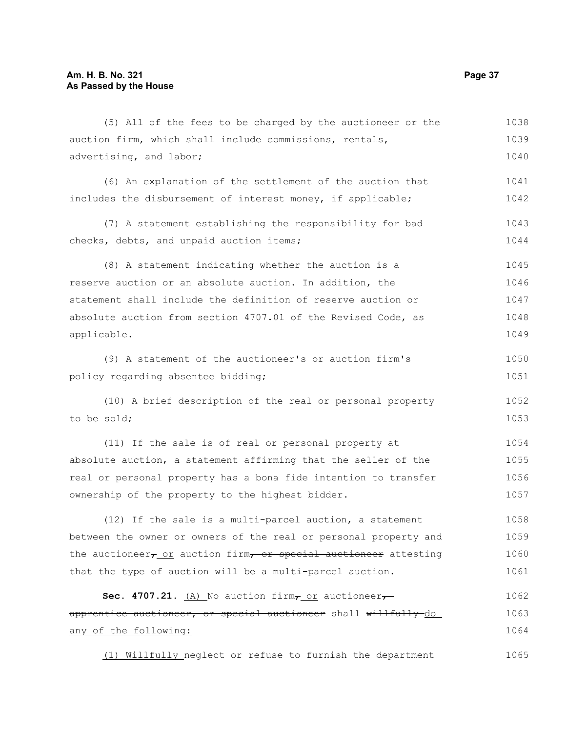(5) All of the fees to be charged by the auctioneer or the auction firm, which shall include commissions, rentals, advertising, and labor;

(6) An explanation of the settlement of the auction that includes the disbursement of interest money, if applicable;

(7) A statement establishing the responsibility for bad checks, debts, and unpaid auction items;

(8) A statement indicating whether the auction is a reserve auction or an absolute auction. In addition, the statement shall include the definition of reserve auction or absolute auction from section 4707.01 of the Revised Code, as applicable.

(9) A statement of the auctioneer's or auction firm's policy regarding absentee bidding;

(10) A brief description of the real or personal property to be sold;

(11) If the sale is of real or personal property at absolute auction, a statement affirming that the seller of the real or personal property has a bona fide intention to transfer ownership of the property to the highest bidder.

(12) If the sale is a multi-parcel auction, a statement between the owner or owners of the real or personal property and the auctioneer~~,~~ <u>or</u> auction firm~~, or special auctioneer~~ attesting that the type of auction will be a multi-parcel auction.

**Sec. 4707.21.** <u>(A)</u> No auction firm~~,~~ <u>or</u> auctioneer~~, apprentice auctioneer, or special auctioneer~~ shall ~~willfully~~ <u>do any of the following:</u>

<u>(1) Willfully</u> neglect or refuse to furnish the department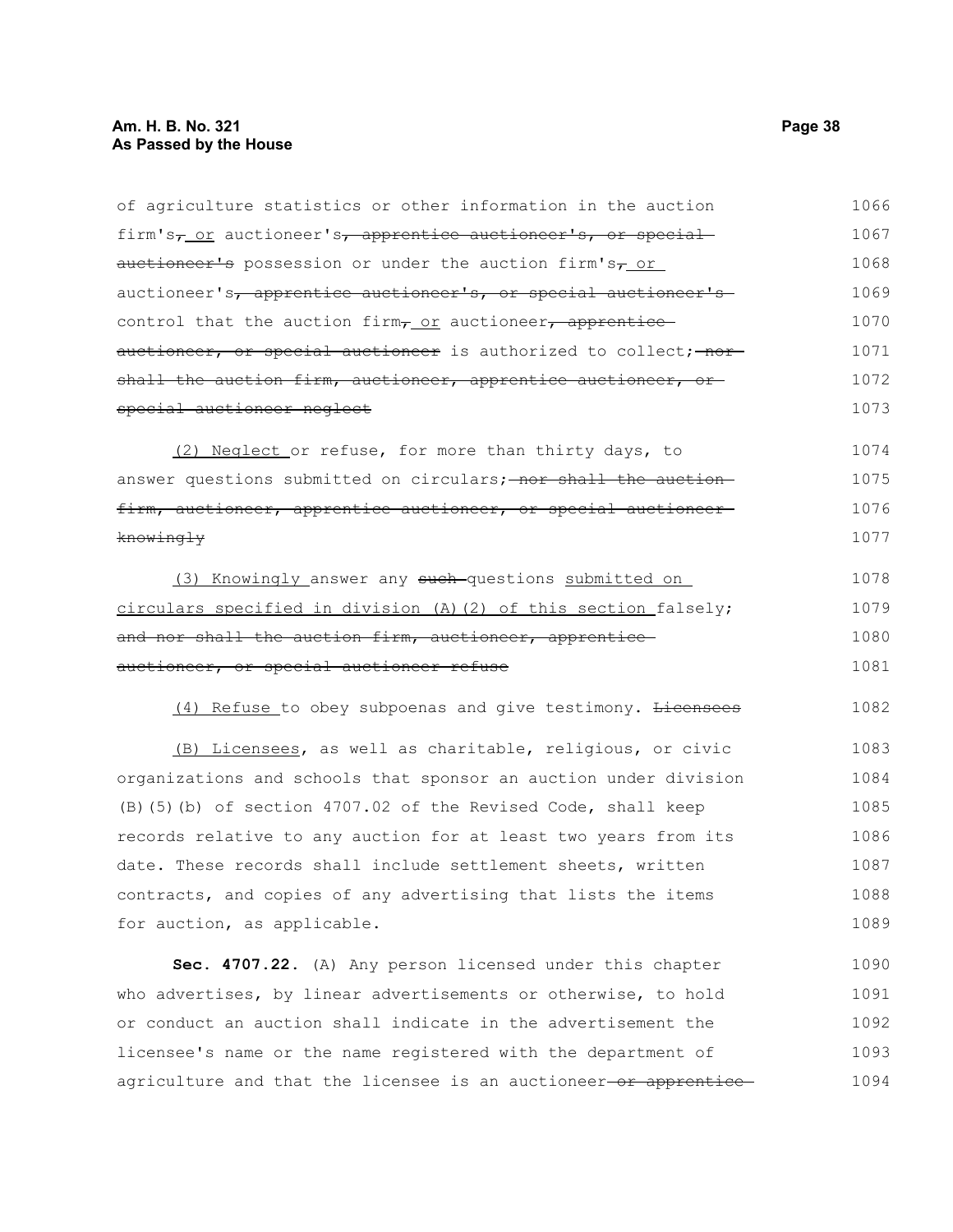of agriculture statistics or other information in the auction firm's, or auctioneer's, apprentice auctioneer's, or special auctioneer's possession or under the auction firm's, or auctioneer's, apprentice auctioneer's, or special auctioneer's control that the auction firm, or auctioneer, apprentice auctioneer, or special auctioneer is authorized to collect; nor shall the auction firm, auctioneer, apprentice auctioneer, or special auctioneer neglect

(2) Neglect or refuse, for more than thirty days, to answer questions submitted on circulars; nor shall the auction firm, auctioneer, apprentice auctioneer, or special auctioneer knowingly

(3) Knowingly answer any such questions submitted on circulars specified in division (A)(2) of this section falsely; and nor shall the auction firm, auctioneer, apprentice auctioneer, or special auctioneer refuse

(4) Refuse to obey subpoenas and give testimony. Licensees

(B) Licensees, as well as charitable, religious, or civic organizations and schools that sponsor an auction under division (B)(5)(b) of section 4707.02 of the Revised Code, shall keep records relative to any auction for at least two years from its date. These records shall include settlement sheets, written contracts, and copies of any advertising that lists the items for auction, as applicable.

**Sec. 4707.22.** (A) Any person licensed under this chapter who advertises, by linear advertisements or otherwise, to hold or conduct an auction shall indicate in the advertisement the licensee's name or the name registered with the department of agriculture and that the licensee is an auctioneer or apprentice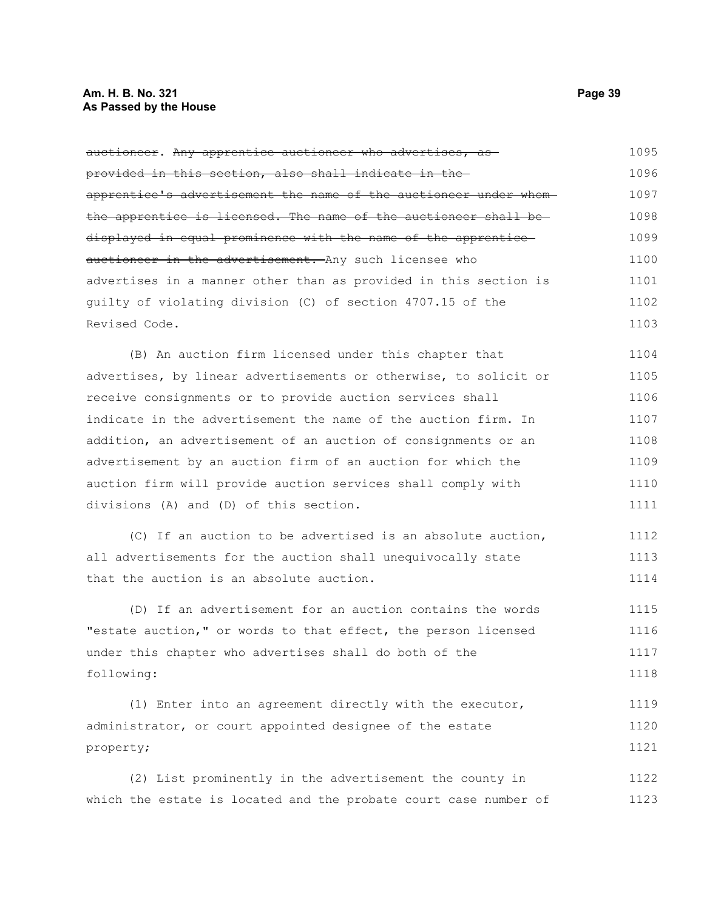auctioneer. ~~Any apprentice auctioneer who advertises, as provided in this section, also shall indicate in the apprentice's advertisement the name of the auctioneer under whom the apprentice is licensed. The name of the auctioneer shall be displayed in equal prominence with the name of the apprentice auctioneer in the advertisement.~~ Any such licensee who advertises in a manner other than as provided in this section is guilty of violating division (C) of section 4707.15 of the Revised Code.

(B) An auction firm licensed under this chapter that advertises, by linear advertisements or otherwise, to solicit or receive consignments or to provide auction services shall indicate in the advertisement the name of the auction firm. In addition, an advertisement of an auction of consignments or an advertisement by an auction firm of an auction for which the auction firm will provide auction services shall comply with divisions (A) and (D) of this section.

(C) If an auction to be advertised is an absolute auction, all advertisements for the auction shall unequivocally state that the auction is an absolute auction.

(D) If an advertisement for an auction contains the words "estate auction," or words to that effect, the person licensed under this chapter who advertises shall do both of the following:

(1) Enter into an agreement directly with the executor, administrator, or court appointed designee of the estate property;

(2) List prominently in the advertisement the county in which the estate is located and the probate court case number of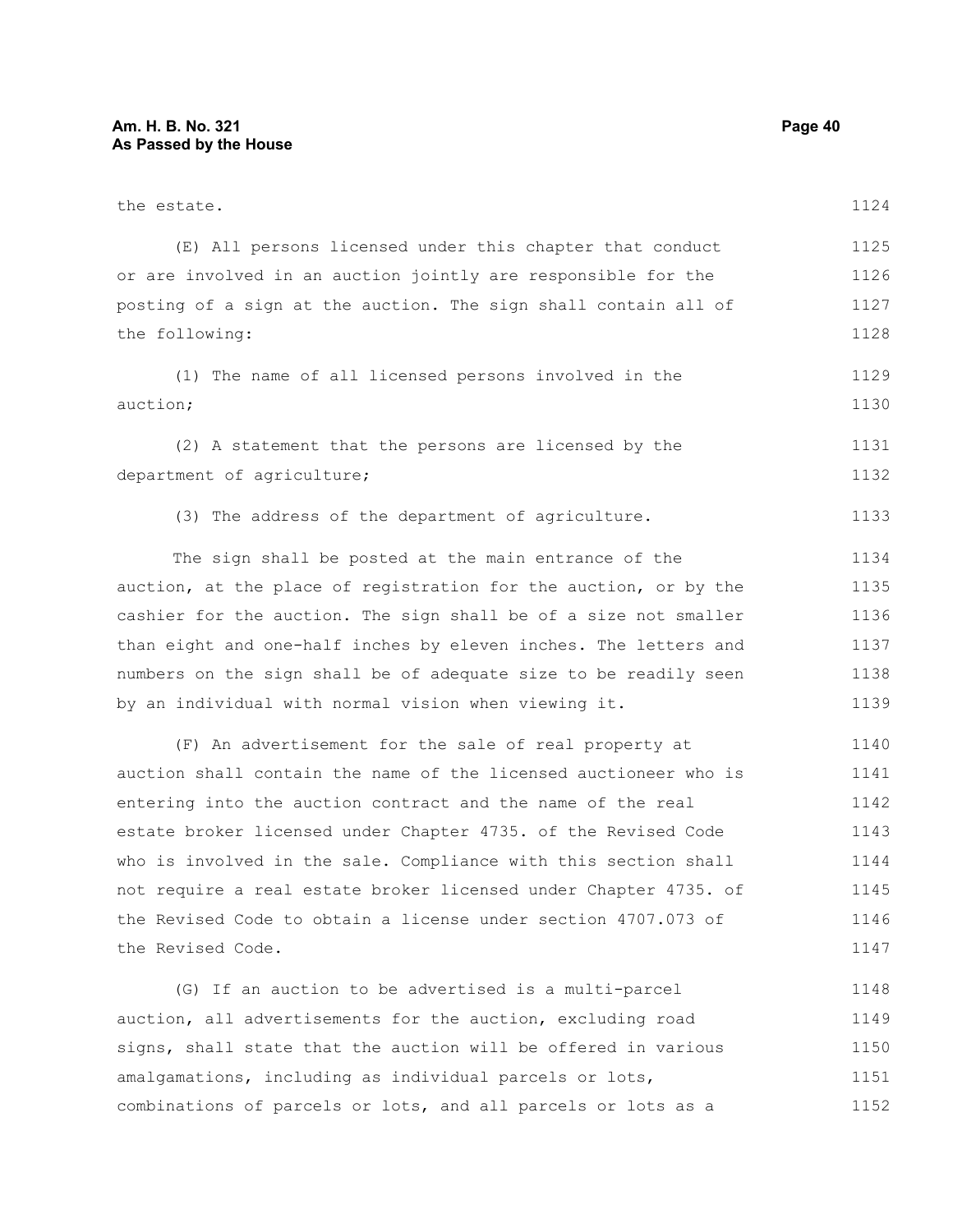the estate.

(E) All persons licensed under this chapter that conduct or are involved in an auction jointly are responsible for the posting of a sign at the auction. The sign shall contain all of the following:

(1) The name of all licensed persons involved in the auction;

(2) A statement that the persons are licensed by the department of agriculture;

(3) The address of the department of agriculture.

The sign shall be posted at the main entrance of the auction, at the place of registration for the auction, or by the cashier for the auction. The sign shall be of a size not smaller than eight and one-half inches by eleven inches. The letters and numbers on the sign shall be of adequate size to be readily seen by an individual with normal vision when viewing it.

(F) An advertisement for the sale of real property at auction shall contain the name of the licensed auctioneer who is entering into the auction contract and the name of the real estate broker licensed under Chapter 4735. of the Revised Code who is involved in the sale. Compliance with this section shall not require a real estate broker licensed under Chapter 4735. of the Revised Code to obtain a license under section 4707.073 of the Revised Code.

(G) If an auction to be advertised is a multi-parcel auction, all advertisements for the auction, excluding road signs, shall state that the auction will be offered in various amalgamations, including as individual parcels or lots, combinations of parcels or lots, and all parcels or lots as a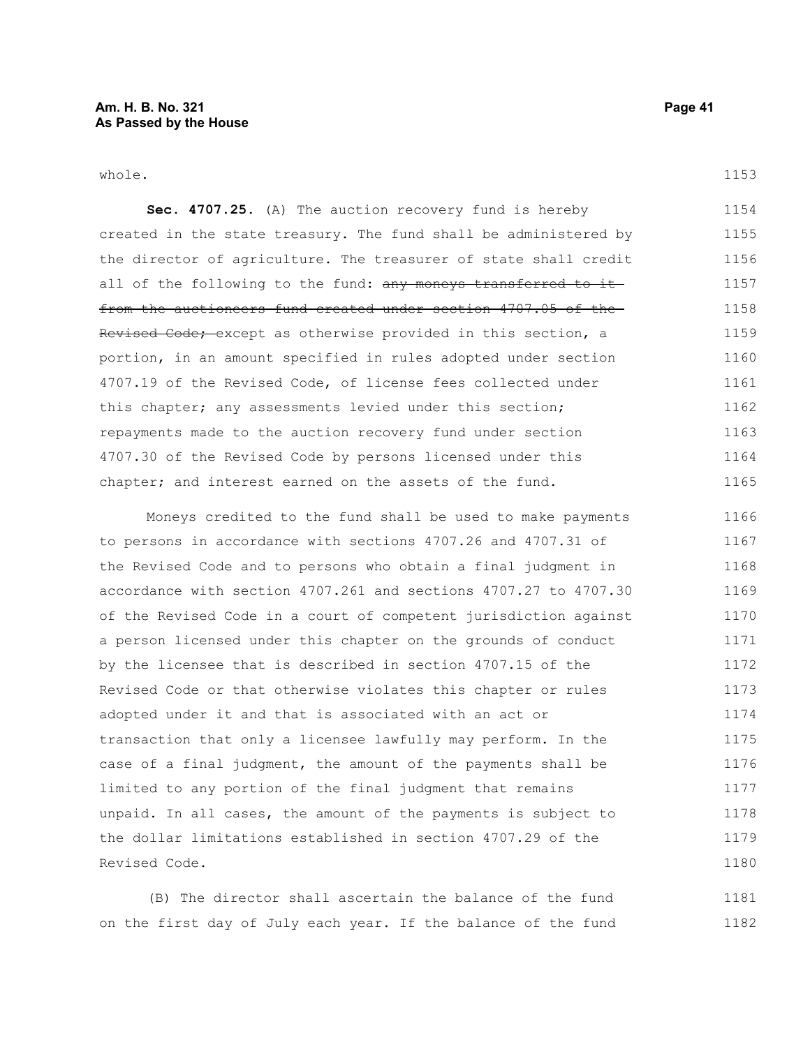whole.

**Sec. 4707.25.** (A) The auction recovery fund is hereby created in the state treasury. The fund shall be administered by the director of agriculture. The treasurer of state shall credit all of the following to the fund: ~~any moneys transferred to it from the auctioneers fund created under section 4707.05 of the Revised Code;~~ except as otherwise provided in this section, a portion, in an amount specified in rules adopted under section 4707.19 of the Revised Code, of license fees collected under this chapter; any assessments levied under this section; repayments made to the auction recovery fund under section 4707.30 of the Revised Code by persons licensed under this chapter; and interest earned on the assets of the fund.

Moneys credited to the fund shall be used to make payments to persons in accordance with sections 4707.26 and 4707.31 of the Revised Code and to persons who obtain a final judgment in accordance with section 4707.261 and sections 4707.27 to 4707.30 of the Revised Code in a court of competent jurisdiction against a person licensed under this chapter on the grounds of conduct by the licensee that is described in section 4707.15 of the Revised Code or that otherwise violates this chapter or rules adopted under it and that is associated with an act or transaction that only a licensee lawfully may perform. In the case of a final judgment, the amount of the payments shall be limited to any portion of the final judgment that remains unpaid. In all cases, the amount of the payments is subject to the dollar limitations established in section 4707.29 of the Revised Code.

(B) The director shall ascertain the balance of the fund on the first day of July each year. If the balance of the fund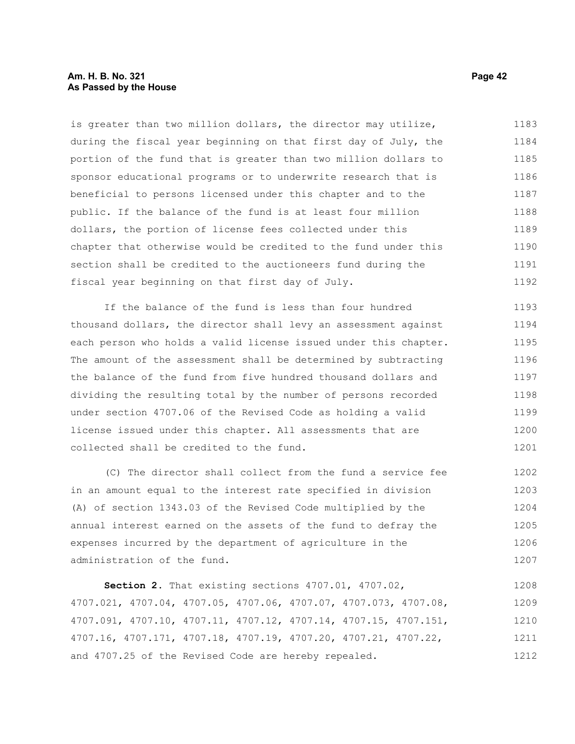is greater than two million dollars, the director may utilize, during the fiscal year beginning on that first day of July, the portion of the fund that is greater than two million dollars to sponsor educational programs or to underwrite research that is beneficial to persons licensed under this chapter and to the public. If the balance of the fund is at least four million dollars, the portion of license fees collected under this chapter that otherwise would be credited to the fund under this section shall be credited to the auctioneers fund during the fiscal year beginning on that first day of July.

If the balance of the fund is less than four hundred thousand dollars, the director shall levy an assessment against each person who holds a valid license issued under this chapter. The amount of the assessment shall be determined by subtracting the balance of the fund from five hundred thousand dollars and dividing the resulting total by the number of persons recorded under section 4707.06 of the Revised Code as holding a valid license issued under this chapter. All assessments that are collected shall be credited to the fund.

(C) The director shall collect from the fund a service fee in an amount equal to the interest rate specified in division (A) of section 1343.03 of the Revised Code multiplied by the annual interest earned on the assets of the fund to defray the expenses incurred by the department of agriculture in the administration of the fund.

**Section 2.** That existing sections 4707.01, 4707.02, 4707.021, 4707.04, 4707.05, 4707.06, 4707.07, 4707.073, 4707.08, 4707.091, 4707.10, 4707.11, 4707.12, 4707.14, 4707.15, 4707.151, 4707.16, 4707.171, 4707.18, 4707.19, 4707.20, 4707.21, 4707.22, and 4707.25 of the Revised Code are hereby repealed.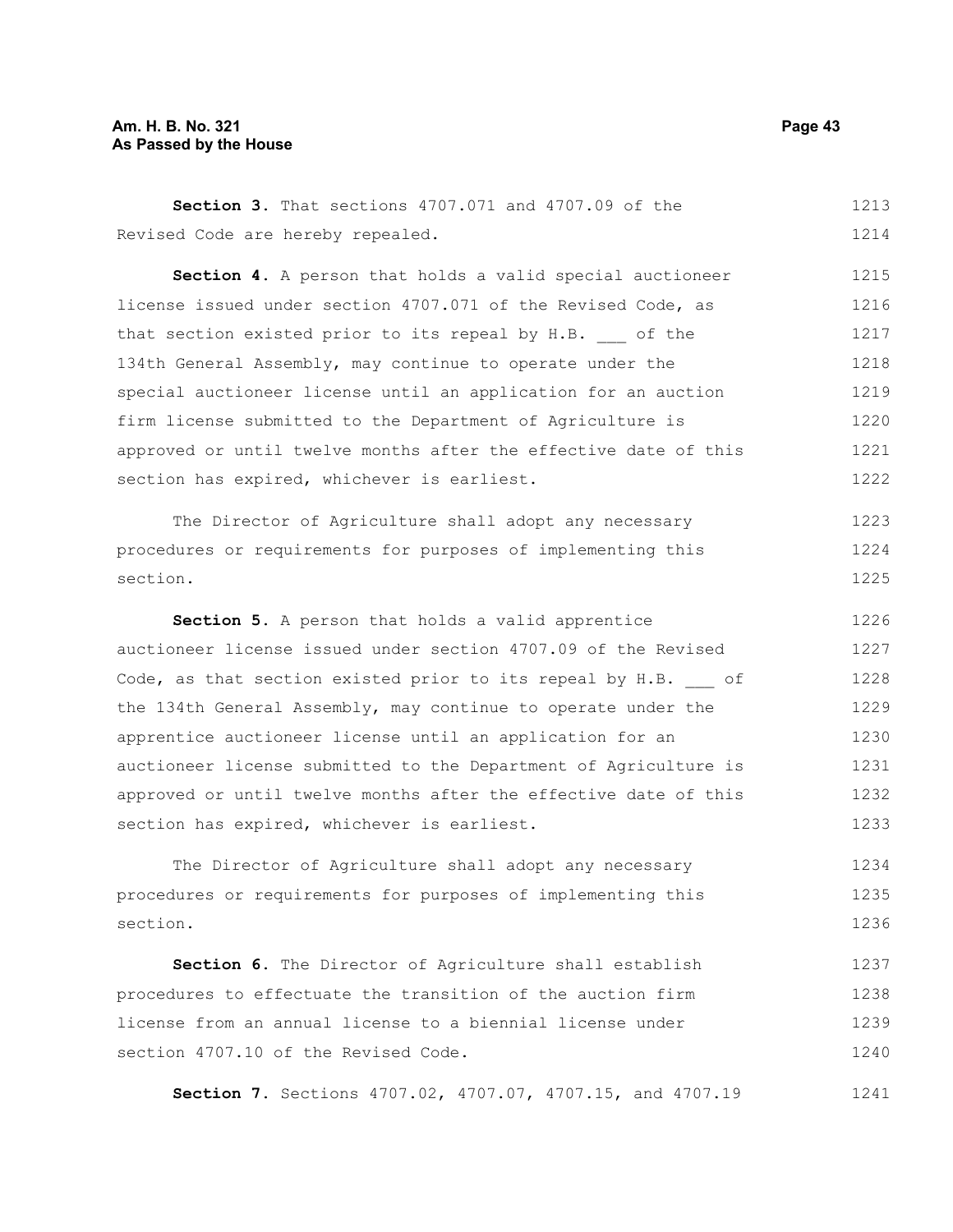**Section 3.** That sections 4707.071 and 4707.09 of the Revised Code are hereby repealed.

**Section 4.** A person that holds a valid special auctioneer license issued under section 4707.071 of the Revised Code, as that section existed prior to its repeal by H.B. ___ of the 134th General Assembly, may continue to operate under the special auctioneer license until an application for an auction firm license submitted to the Department of Agriculture is approved or until twelve months after the effective date of this section has expired, whichever is earliest.

The Director of Agriculture shall adopt any necessary procedures or requirements for purposes of implementing this section.

**Section 5.** A person that holds a valid apprentice auctioneer license issued under section 4707.09 of the Revised Code, as that section existed prior to its repeal by H.B. ___ of the 134th General Assembly, may continue to operate under the apprentice auctioneer license until an application for an auctioneer license submitted to the Department of Agriculture is approved or until twelve months after the effective date of this section has expired, whichever is earliest.

The Director of Agriculture shall adopt any necessary procedures or requirements for purposes of implementing this section.

**Section 6.** The Director of Agriculture shall establish procedures to effectuate the transition of the auction firm license from an annual license to a biennial license under section 4707.10 of the Revised Code.

**Section 7.** Sections 4707.02, 4707.07, 4707.15, and 4707.19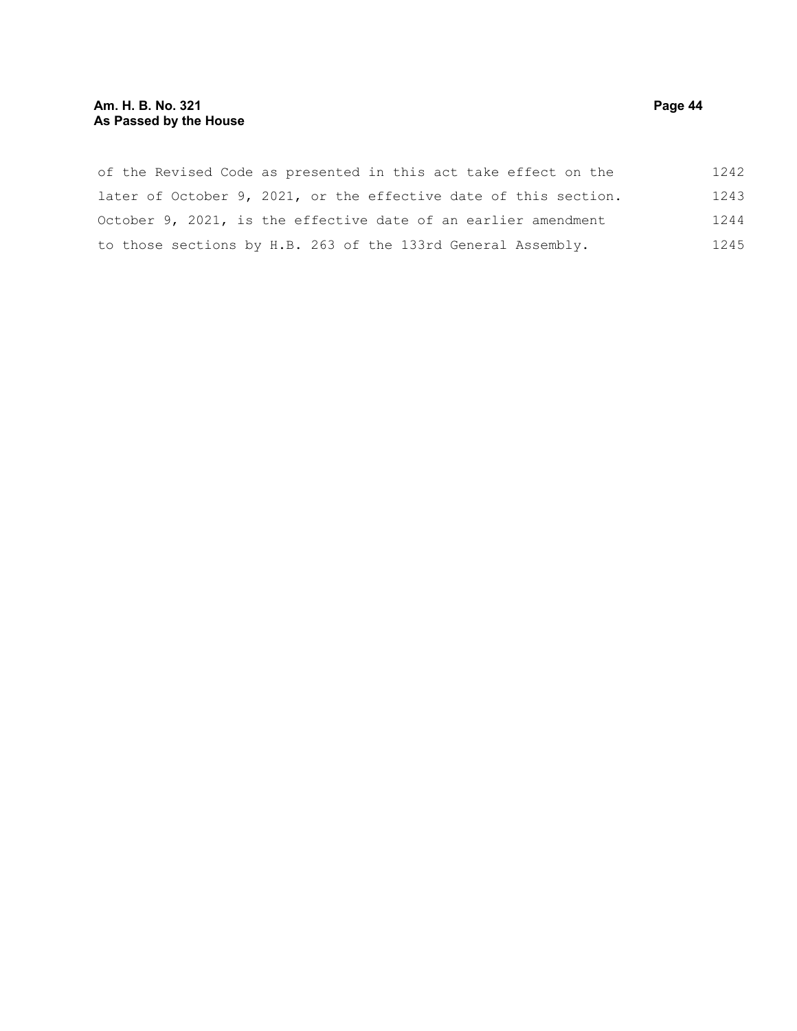of the Revised Code as presented in this act take effect on the later of October 9, 2021, or the effective date of this section. October 9, 2021, is the effective date of an earlier amendment to those sections by H.B. 263 of the 133rd General Assembly.